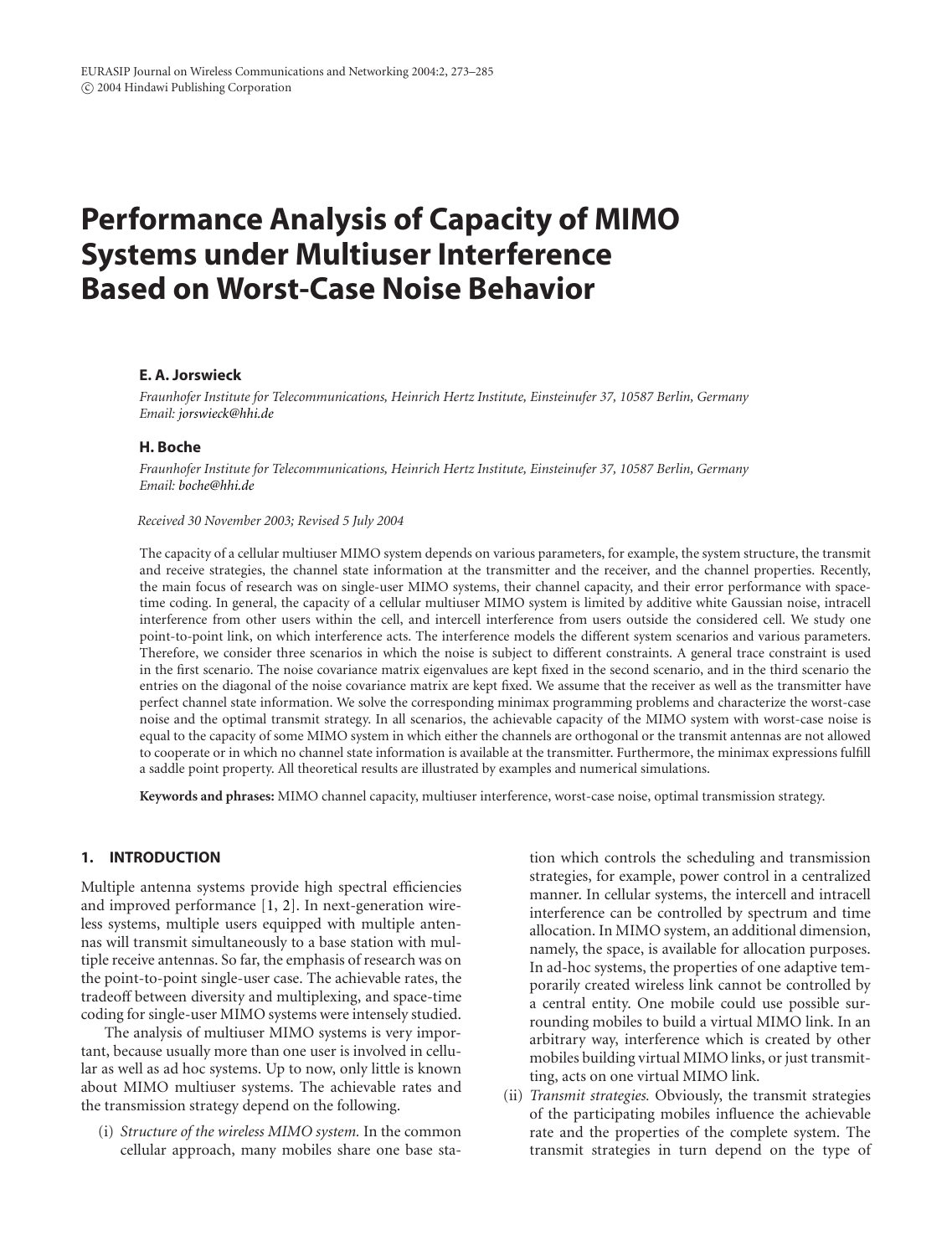# Performance Analysis of Capacity of MIMO Systems under Multiuser Interference Based on Worst-Case Noise Behavior

**E. A. Jorswieck**

*Fraunhofer Institute for Telecommunications, Heinrich Hertz Institute, Einsteinufer 37, 10587 Berlin, Germany*
*Email: jorswieck@hhi.de*

**H. Boche**

*Fraunhofer Institute for Telecommunications, Heinrich Hertz Institute, Einsteinufer 37, 10587 Berlin, Germany*
*Email: boche@hhi.de*

*Received 30 November 2003; Revised 5 July 2004*

The capacity of a cellular multiuser MIMO system depends on various parameters, for example, the system structure, the transmit and receive strategies, the channel state information at the transmitter and the receiver, and the channel properties. Recently, the main focus of research was on single-user MIMO systems, their channel capacity, and their error performance with space-time coding. In general, the capacity of a cellular multiuser MIMO system is limited by additive white Gaussian noise, intracell interference from other users within the cell, and intercell interference from users outside the considered cell. We study one point-to-point link, on which interference acts. The interference models the different system scenarios and various parameters. Therefore, we consider three scenarios in which the noise is subject to different constraints. A general trace constraint is used in the first scenario. The noise covariance matrix eigenvalues are kept fixed in the second scenario, and in the third scenario the entries on the diagonal of the noise covariance matrix are kept fixed. We assume that the receiver as well as the transmitter have perfect channel state information. We solve the corresponding minimax programming problems and characterize the worst-case noise and the optimal transmit strategy. In all scenarios, the achievable capacity of the MIMO system with worst-case noise is equal to the capacity of some MIMO system in which either the channels are orthogonal or the transmit antennas are not allowed to cooperate or in which no channel state information is available at the transmitter. Furthermore, the minimax expressions fulfill a saddle point property. All theoretical results are illustrated by examples and numerical simulations.

**Keywords and phrases:** MIMO channel capacity, multiuser interference, worst-case noise, optimal transmission strategy.

## 1. INTRODUCTION

Multiple antenna systems provide high spectral efficiencies and improved performance [1, 2]. In next-generation wireless systems, multiple users equipped with multiple antennas will transmit simultaneously to a base station with multiple receive antennas. So far, the emphasis of research was on the point-to-point single-user case. The achievable rates, the tradeoff between diversity and multiplexing, and space-time coding for single-user MIMO systems were intensely studied.

The analysis of multiuser MIMO systems is very important, because usually more than one user is involved in cellular as well as ad hoc systems. Up to now, only little is known about MIMO multiuser systems. The achievable rates and the transmission strategy depend on the following.

(i) *Structure of the wireless MIMO system.* In the common cellular approach, many mobiles share one base station which controls the scheduling and transmission strategies, for example, power control in a centralized manner. In cellular systems, the intercell and intracell interference can be controlled by spectrum and time allocation. In MIMO system, an additional dimension, namely, the space, is available for allocation purposes. In ad-hoc systems, the properties of one adaptive temporarily created wireless link cannot be controlled by a central entity. One mobile could use possible surrounding mobiles to build a virtual MIMO link. In an arbitrary way, interference which is created by other mobiles building virtual MIMO links, or just transmitting, acts on one virtual MIMO link.

(ii) *Transmit strategies.* Obviously, the transmit strategies of the participating mobiles influence the achievable rate and the properties of the complete system. The transmit strategies in turn depend on the type of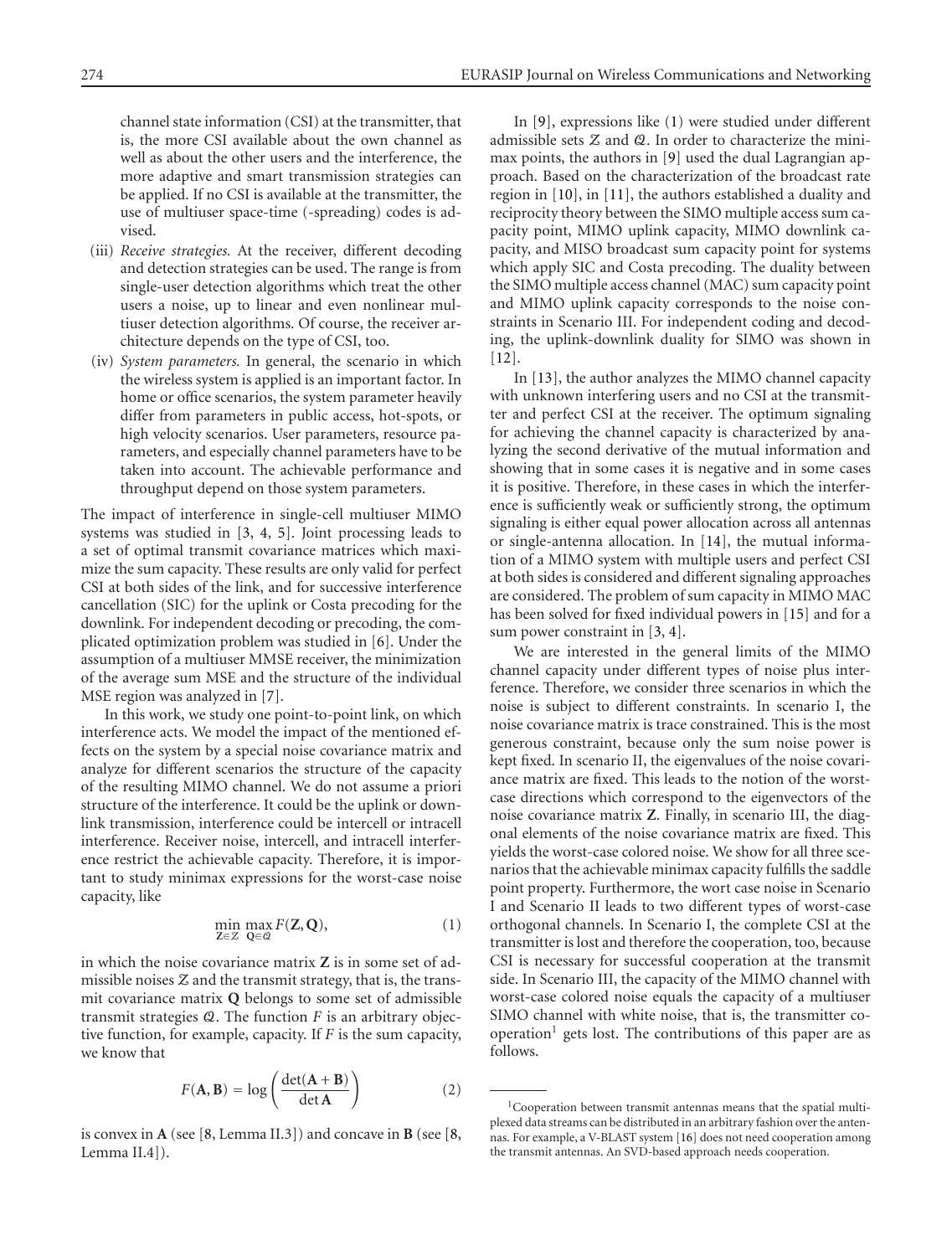channel state information (CSI) at the transmitter, that is, the more CSI available about the own channel as well as about the other users and the interference, the more adaptive and smart transmission strategies can be applied. If no CSI is available at the transmitter, the use of multiuser space-time (-spreading) codes is advised.

(iii) *Receive strategies.* At the receiver, different decoding and detection strategies can be used. The range is from single-user detection algorithms which treat the other users a noise, up to linear and even nonlinear multiuser detection algorithms. Of course, the receiver architecture depends on the type of CSI, too.

(iv) *System parameters.* In general, the scenario in which the wireless system is applied is an important factor. In home or office scenarios, the system parameter heavily differ from parameters in public access, hot-spots, or high velocity scenarios. User parameters, resource parameters, and especially channel parameters have to be taken into account. The achievable performance and throughput depend on those system parameters.

The impact of interference in single-cell multiuser MIMO systems was studied in [3, 4, 5]. Joint processing leads to a set of optimal transmit covariance matrices which maximize the sum capacity. These results are only valid for perfect CSI at both sides of the link, and for successive interference cancellation (SIC) for the uplink or Costa precoding for the downlink. For independent decoding or precoding, the complicated optimization problem was studied in [6]. Under the assumption of a multiuser MMSE receiver, the minimization of the average sum MSE and the structure of the individual MSE region was analyzed in [7].

In this work, we study one point-to-point link, on which interference acts. We model the impact of the mentioned effects on the system by a special noise covariance matrix and analyze for different scenarios the structure of the capacity of the resulting MIMO channel. We do not assume a priori structure of the interference. It could be the uplink or downlink transmission, interference could be intercell or intracell interference. Receiver noise, intercell, and intracell interference restrict the achievable capacity. Therefore, it is important to study minimax expressions for the worst-case noise capacity, like

$$\min_{\mathbf{Z}\in\mathcal{Z}} \max_{\mathbf{Q}\in\mathcal{Q}} F(\mathbf{Z},\mathbf{Q}), \tag{1}$$

in which the noise covariance matrix $\mathbf{Z}$ is in some set of admissible noises $\mathcal{Z}$ and the transmit strategy, that is, the transmit covariance matrix $\mathbf{Q}$ belongs to some set of admissible transmit strategies $\mathcal{Q}$. The function $F$ is an arbitrary objective function, for example, capacity. If $F$ is the sum capacity, we know that

$$F(\mathbf{A},\mathbf{B}) = \log\left(\frac{\det(\mathbf{A}+\mathbf{B})}{\det\mathbf{A}}\right) \tag{2}$$

is convex in $\mathbf{A}$ (see [8, Lemma II.3]) and concave in $\mathbf{B}$ (see [8, Lemma II.4]).

In [9], expressions like (1) were studied under different admissible sets $\mathcal{Z}$ and $\mathcal{Q}$. In order to characterize the minimax points, the authors in [9] used the dual Lagrangian approach. Based on the characterization of the broadcast rate region in [10], in [11], the authors established a duality and reciprocity theory between the SIMO multiple access sum capacity point, MIMO uplink capacity, MIMO downlink capacity, and MISO broadcast sum capacity point for systems which apply SIC and Costa precoding. The duality between the SIMO multiple access channel (MAC) sum capacity point and MIMO uplink capacity corresponds to the noise constraints in Scenario III. For independent coding and decoding, the uplink-downlink duality for SIMO was shown in [12].

In [13], the author analyzes the MIMO channel capacity with unknown interfering users and no CSI at the transmitter and perfect CSI at the receiver. The optimum signaling for achieving the channel capacity is characterized by analyzing the second derivative of the mutual information and showing that in some cases it is negative and in some cases it is positive. Therefore, in these cases in which the interference is sufficiently weak or sufficiently strong, the optimum signaling is either equal power allocation across all antennas or single-antenna allocation. In [14], the mutual information of a MIMO system with multiple users and perfect CSI at both sides is considered and different signaling approaches are considered. The problem of sum capacity in MIMO MAC has been solved for fixed individual powers in [15] and for a sum power constraint in [3, 4].

We are interested in the general limits of the MIMO channel capacity under different types of noise plus interference. Therefore, we consider three scenarios in which the noise is subject to different constraints. In scenario I, the noise covariance matrix is trace constrained. This is the most generous constraint, because only the sum noise power is kept fixed. In scenario II, the eigenvalues of the noise covariance matrix are fixed. This leads to the notion of the worst-case directions which correspond to the eigenvectors of the noise covariance matrix $\mathbf{Z}$. Finally, in scenario III, the diagonal elements of the noise covariance matrix are fixed. This yields the worst-case colored noise. We show for all three scenarios that the achievable minimax capacity fulfills the saddle point property. Furthermore, the wort case noise in Scenario I and Scenario II leads to two different types of worst-case orthogonal channels. In Scenario I, the complete CSI at the transmitter is lost and therefore the cooperation, too, because CSI is necessary for successful cooperation at the transmit side. In Scenario III, the capacity of the MIMO channel with worst-case colored noise equals the capacity of a multiuser SIMO channel with white noise, that is, the transmitter cooperation[1] gets lost. The contributions of this paper are as follows.

[1] Cooperation between transmit antennas means that the spatial multiplexed data streams can be distributed in an arbitrary fashion over the antennas. For example, a V-BLAST system [16] does not need cooperation among the transmit antennas. An SVD-based approach needs cooperation.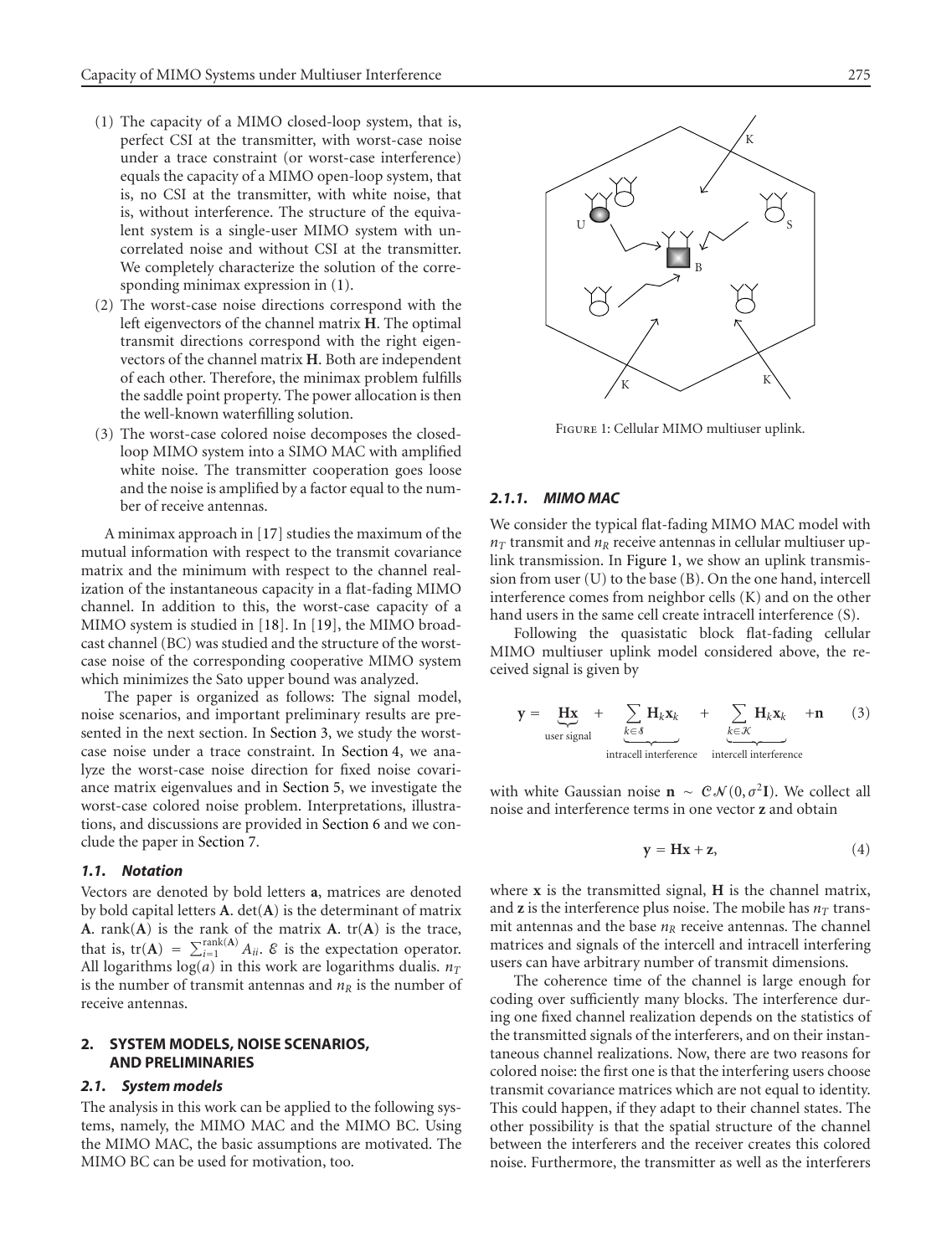(1) The capacity of a MIMO closed-loop system, that is, perfect CSI at the transmitter, with worst-case noise under a trace constraint (or worst-case interference) equals the capacity of a MIMO open-loop system, that is, no CSI at the transmitter, with white noise, that is, without interference. The structure of the equivalent system is a single-user MIMO system with uncorrelated noise and without CSI at the transmitter. We completely characterize the solution of the corresponding minimax expression in (1).

(2) The worst-case noise directions correspond with the left eigenvectors of the channel matrix $\mathbf{H}$. The optimal transmit directions correspond with the right eigenvectors of the channel matrix $\mathbf{H}$. Both are independent of each other. Therefore, the minimax problem fulfills the saddle point property. The power allocation is then the well-known waterfilling solution.

(3) The worst-case colored noise decomposes the closed-loop MIMO system into a SIMO MAC with amplified white noise. The transmitter cooperation goes loose and the noise is amplified by a factor equal to the number of receive antennas.

A minimax approach in [17] studies the maximum of the mutual information with respect to the transmit covariance matrix and the minimum with respect to the channel realization of the instantaneous capacity in a flat-fading MIMO channel. In addition to this, the worst-case capacity of a MIMO system is studied in [18]. In [19], the MIMO broadcast channel (BC) was studied and the structure of the worst-case noise of the corresponding cooperative MIMO system which minimizes the Sato upper bound was analyzed.

The paper is organized as follows: The signal model, noise scenarios, and important preliminary results are presented in the next section. In Section 3, we study the worst-case noise under a trace constraint. In Section 4, we analyze the worst-case noise direction for fixed noise covariance matrix eigenvalues and in Section 5, we investigate the worst-case colored noise problem. Interpretations, illustrations, and discussions are provided in Section 6 and we conclude the paper in Section 7.

### 1.1. Notation

Vectors are denoted by bold letters $\mathbf{a}$, matrices are denoted by bold capital letters $\mathbf{A}$. $\det(\mathbf{A})$ is the determinant of matrix $\mathbf{A}$. $\operatorname{rank}(\mathbf{A})$ is the rank of the matrix $\mathbf{A}$. $\operatorname{tr}(\mathbf{A})$ is the trace, that is, $\operatorname{tr}(\mathbf{A}) = \sum_{i=1}^{\operatorname{rank}(\mathbf{A})} A_{ii}$. $\mathcal{E}$ is the expectation operator. All logarithms $\log(a)$ in this work are logarithms dualis. $n_T$ is the number of transmit antennas and $n_R$ is the number of receive antennas.

## 2. SYSTEM MODELS, NOISE SCENARIOS, AND PRELIMINARIES

### 2.1. System models

The analysis in this work can be applied to the following systems, namely, the MIMO MAC and the MIMO BC. Using the MIMO MAC, the basic assumptions are motivated. The MIMO BC can be used for motivation, too.

Figure 1: Cellular MIMO multiuser uplink.

#### 2.1.1. MIMO MAC

We consider the typical flat-fading MIMO MAC model with $n_T$ transmit and $n_R$ receive antennas in cellular multiuser uplink transmission. In Figure 1, we show an uplink transmission from user (U) to the base (B). On the one hand, intercell interference comes from neighbor cells (K) and on the other hand users in the same cell create intracell interference (S).

Following the quasistatic block flat-fading cellular MIMO multiuser uplink model considered above, the received signal is given by

$$\mathbf{y} = \underbrace{\mathbf{H}\mathbf{x}}_{\text{user signal}} + \underbrace{\sum_{k \in \mathcal{S}} \mathbf{H}_k \mathbf{x}_k}_{\text{intracell interference}} + \underbrace{\sum_{k \in \mathcal{K}} \mathbf{H}_k \mathbf{x}_k}_{\text{intercell interference}} + \mathbf{n} \tag{3}$$

with white Gaussian noise $\mathbf{n} \sim \mathcal{CN}(0, \sigma^2 \mathbf{I})$. We collect all noise and interference terms in one vector $\mathbf{z}$ and obtain

$$\mathbf{y} = \mathbf{H}\mathbf{x} + \mathbf{z}, \tag{4}$$

where $\mathbf{x}$ is the transmitted signal, $\mathbf{H}$ is the channel matrix, and $\mathbf{z}$ is the interference plus noise. The mobile has $n_T$ transmit antennas and the base $n_R$ receive antennas. The channel matrices and signals of the intercell and intracell interfering users can have arbitrary number of transmit dimensions.

The coherence time of the channel is large enough for coding over sufficiently many blocks. The interference during one fixed channel realization depends on the statistics of the transmitted signals of the interferers, and on their instantaneous channel realizations. Now, there are two reasons for colored noise: the first one is that the interfering users choose transmit covariance matrices which are not equal to identity. This could happen, if they adapt to their channel states. The other possibility is that the spatial structure of the channel between the interferers and the receiver creates this colored noise. Furthermore, the transmitter as well as the interferers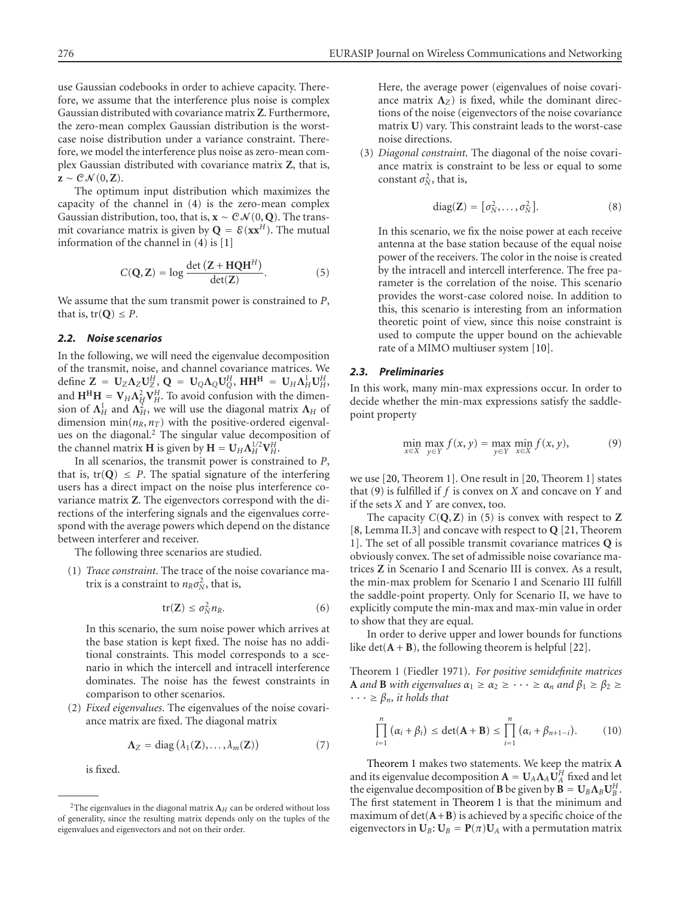use Gaussian codebooks in order to achieve capacity. Therefore, we assume that the interference plus noise is complex Gaussian distributed with covariance matrix $\mathbf{Z}$. Furthermore, the zero-mean complex Gaussian distribution is the worst-case noise distribution under a variance constraint. Therefore, we model the interference plus noise as zero-mean complex Gaussian distributed with covariance matrix $\mathbf{Z}$, that is, $\mathbf{z} \sim \mathcal{CN}(0, \mathbf{Z})$.

The optimum input distribution which maximizes the capacity of the channel in (4) is the zero-mean complex Gaussian distribution, too, that is, $\mathbf{x} \sim \mathcal{CN}(0, \mathbf{Q})$. The transmit covariance matrix is given by $\mathbf{Q} = \mathcal{E}(\mathbf{x}\mathbf{x}^H)$. The mutual information of the channel in (4) is [1]

$$C(\mathbf{Q}, \mathbf{Z}) = \log \frac{\det(\mathbf{Z} + \mathbf{H}\mathbf{Q}\mathbf{H}^H)}{\det(\mathbf{Z})}. \tag{5}$$

We assume that the sum transmit power is constrained to $P$, that is, $\text{tr}(\mathbf{Q}) \leq P$.

### 2.2. Noise scenarios

In the following, we will need the eigenvalue decomposition of the transmit, noise, and channel covariance matrices. We define $\mathbf{Z} = \mathbf{U}_Z \mathbf{\Lambda}_Z \mathbf{U}_Z^H$, $\mathbf{Q} = \mathbf{U}_Q \mathbf{\Lambda}_Q \mathbf{U}_Q^H$, $\mathbf{H}\mathbf{H}^{\mathbf{H}} = \mathbf{U}_H \mathbf{\Lambda}_H^1 \mathbf{U}_H^H$, and $\mathbf{H}^{\mathbf{H}}\mathbf{H} = \mathbf{V}_H \mathbf{\Lambda}_H^2 \mathbf{V}_H^H$. To avoid confusion with the dimension of $\mathbf{\Lambda}_H^1$ and $\mathbf{\Lambda}_H^2$, we will use the diagonal matrix $\mathbf{\Lambda}_H$ of dimension $\min(n_R, n_T)$ with the positive-ordered eigenvalues on the diagonal.[2] The singular value decomposition of the channel matrix $\mathbf{H}$ is given by $\mathbf{H} = \mathbf{U}_H \mathbf{\Lambda}_H^{1/2} \mathbf{V}_H^H$.

In all scenarios, the transmit power is constrained to $P$, that is, $\text{tr}(\mathbf{Q}) \leq P$. The spatial signature of the interfering users has a direct impact on the noise plus interference covariance matrix $\mathbf{Z}$. The eigenvectors correspond with the directions of the interfering signals and the eigenvalues correspond with the average powers which depend on the distance between interferer and receiver.

The following three scenarios are studied.

(1) *Trace constraint*. The trace of the noise covariance matrix is a constraint to $n_R \sigma_N^2$, that is,

$$\text{tr}(\mathbf{Z}) \leq \sigma_N^2 n_R. \tag{6}$$

In this scenario, the sum noise power which arrives at the base station is kept fixed. The noise has no additional constraints. This model corresponds to a scenario in which the intercell and intracell interference dominates. The noise has the fewest constraints in comparison to other scenarios.

(2) *Fixed eigenvalues*. The eigenvalues of the noise covariance matrix are fixed. The diagonal matrix

$$\mathbf{\Lambda}_Z = \text{diag}(\lambda_1(\mathbf{Z}), \ldots, \lambda_m(\mathbf{Z})) \tag{7}$$

is fixed.

Here, the average power (eigenvalues of noise covariance matrix $\mathbf{\Lambda}_Z$) is fixed, while the dominant directions of the noise (eigenvectors of the noise covariance matrix $\mathbf{U}$) vary. This constraint leads to the worst-case noise directions.

(3) *Diagonal constraint*. The diagonal of the noise covariance matrix is constraint to be less or equal to some constant $\sigma_N^2$, that is,

$$\text{diag}(\mathbf{Z}) = [\sigma_N^2, \ldots, \sigma_N^2]. \tag{8}$$

In this scenario, we fix the noise power at each receive antenna at the base station because of the equal noise power of the receivers. The color in the noise is created by the intracell and intercell interference. The free parameter is the correlation of the noise. This scenario provides the worst-case colored noise. In addition to this, this scenario is interesting from an information theoretic point of view, since this noise constraint is used to compute the upper bound on the achievable rate of a MIMO multiuser system [10].

### 2.3. Preliminaries

In this work, many min-max expressions occur. In order to decide whether the min-max expressions satisfy the saddle-point property

$$\min_{x \in X} \max_{y \in Y} f(x, y) = \max_{y \in Y} \min_{x \in X} f(x, y), \tag{9}$$

we use [20, Theorem 1]. One result in [20, Theorem 1] states that (9) is fulfilled if $f$ is convex on $X$ and concave on $Y$ and if the sets $X$ and $Y$ are convex, too.

The capacity $C(\mathbf{Q}, \mathbf{Z})$ in (5) is convex with respect to $\mathbf{Z}$ [8, Lemma II.3] and concave with respect to $\mathbf{Q}$ [21, Theorem 1]. The set of all possible transmit covariance matrices $\mathbf{Q}$ is obviously convex. The set of admissible noise covariance matrices $\mathbf{Z}$ in Scenario I and Scenario III is convex. As a result, the min-max problem for Scenario I and Scenario III fulfill the saddle-point property. Only for Scenario II, we have to explicitly compute the min-max and max-min value in order to show that they are equal.

In order to derive upper and lower bounds for functions like $\det(\mathbf{A} + \mathbf{B})$, the following theorem is helpful [22].

Theorem 1 (Fiedler 1971). *For positive semidefinite matrices* $\mathbf{A}$ *and* $\mathbf{B}$ *with eigenvalues* $\alpha_1 \geq \alpha_2 \geq \cdots \geq \alpha_n$ *and* $\beta_1 \geq \beta_2 \geq \cdots \geq \beta_n$*, it holds that*

$$\prod_{i=1}^{n} (\alpha_i + \beta_i) \leq \det(\mathbf{A} + \mathbf{B}) \leq \prod_{i=1}^{n} (\alpha_i + \beta_{n+1-i}). \tag{10}$$

Theorem 1 makes two statements. We keep the matrix $\mathbf{A}$ and its eigenvalue decomposition $\mathbf{A} = \mathbf{U}_A \mathbf{\Lambda}_A \mathbf{U}_A^H$ fixed and let the eigenvalue decomposition of $\mathbf{B}$ be given by $\mathbf{B} = \mathbf{U}_B \mathbf{\Lambda}_B \mathbf{U}_B^H$. The first statement in Theorem 1 is that the minimum and maximum of $\det(\mathbf{A}+\mathbf{B})$ is achieved by a specific choice of the eigenvectors in $\mathbf{U}_B$: $\mathbf{U}_B = \mathbf{P}(\pi)\mathbf{U}_A$ with a permutation matrix

[2] The eigenvalues in the diagonal matrix $\mathbf{\Lambda}_H$ can be ordered without loss of generality, since the resulting matrix depends only on the tuples of the eigenvalues and eigenvectors and not on their order.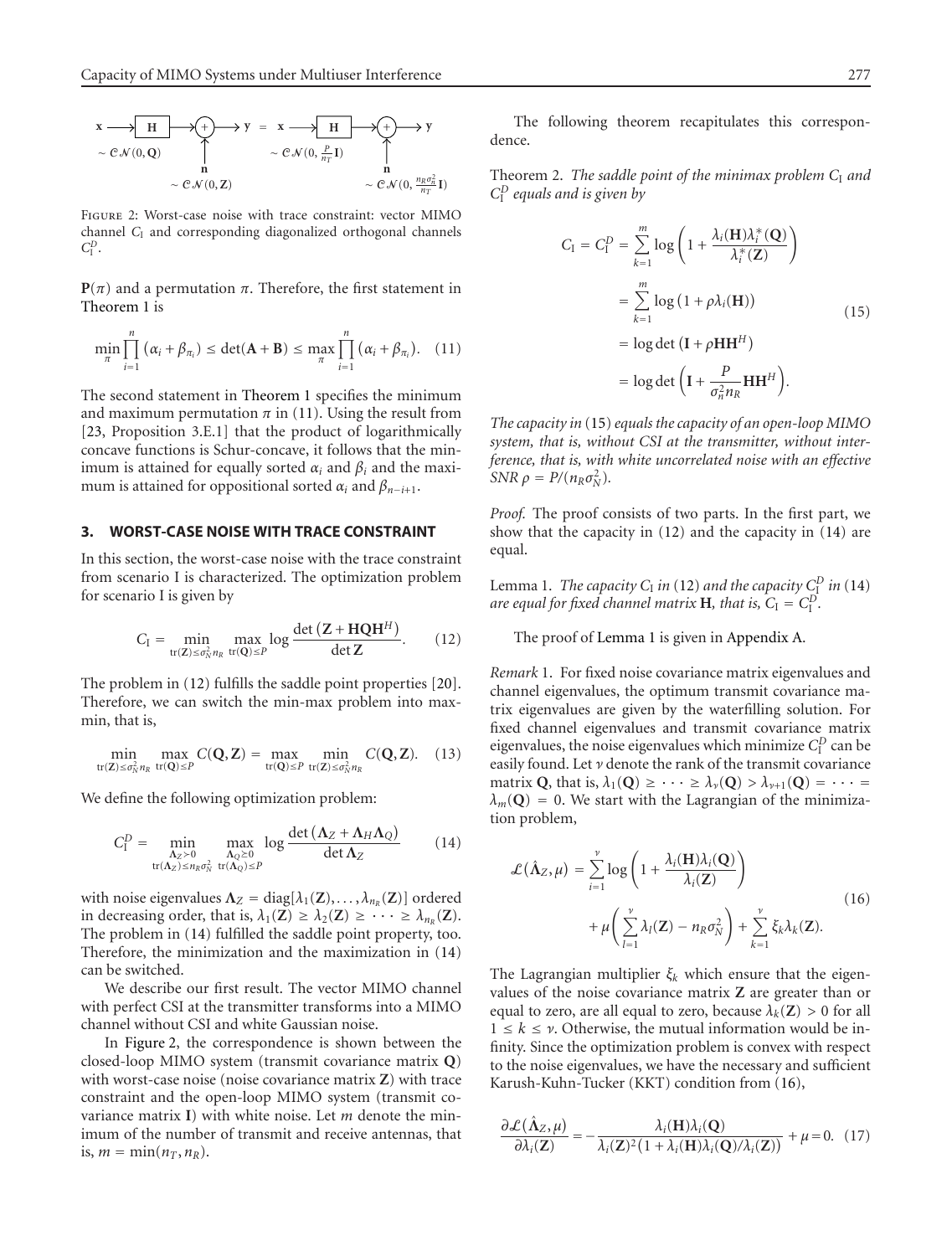$$\mathbf{x} \sim \mathcal{CN}(0,\mathbf{Q}) \rightarrow \boxed{\mathbf{H}} \rightarrow \oplus \rightarrow \mathbf{y}, \quad \mathbf{n} \sim \mathcal{CN}(0,\mathbf{Z}) \quad = \quad \mathbf{x} \sim \mathcal{CN}\left(0,\frac{P}{n_T}\mathbf{I}\right) \rightarrow \boxed{\mathbf{H}} \rightarrow \oplus \rightarrow \mathbf{y}, \quad \mathbf{n} \sim \mathcal{CN}\left(0,\frac{n_R\sigma_n^2}{n_T}\mathbf{I}\right)$$

Figure 2: Worst-case noise with trace constraint: vector MIMO channel $C_\text{I}$ and corresponding diagonalized orthogonal channels $C_\text{I}^D$.

$\mathbf{P}(\pi)$ and a permutation $\pi$. Therefore, the first statement in Theorem 1 is

$$\min_\pi \prod_{i=1}^{n}\left(\alpha_i+\beta_{\pi_i}\right) \le \det(\mathbf{A}+\mathbf{B}) \le \max_\pi \prod_{i=1}^{n}\left(\alpha_i+\beta_{\pi_i}\right). \quad (11)$$

The second statement in Theorem 1 specifies the minimum and maximum permutation $\pi$ in (11). Using the result from [23, Proposition 3.E.1] that the product of logarithmically concave functions is Schur-concave, it follows that the minimum is attained for equally sorted $\alpha_i$ and $\beta_i$ and the maximum is attained for oppositional sorted $\alpha_i$ and $\beta_{n-i+1}$.

## 3. WORST-CASE NOISE WITH TRACE CONSTRAINT

In this section, the worst-case noise with the trace constraint from scenario I is characterized. The optimization problem for scenario I is given by

$$C_\text{I} = \min_{\operatorname{tr}(\mathbf{Z})\le\sigma_N^2 n_R}\ \max_{\operatorname{tr}(\mathbf{Q})\le P} \log\frac{\det\left(\mathbf{Z}+\mathbf{HQH}^H\right)}{\det\mathbf{Z}}. \quad (12)$$

The problem in (12) fulfills the saddle point properties [20]. Therefore, we can switch the min-max problem into max-min, that is,

$$\min_{\operatorname{tr}(\mathbf{Z})\le\sigma_N^2 n_R}\ \max_{\operatorname{tr}(\mathbf{Q})\le P} C(\mathbf{Q},\mathbf{Z}) = \max_{\operatorname{tr}(\mathbf{Q})\le P}\ \min_{\operatorname{tr}(\mathbf{Z})\le\sigma_N^2 n_R} C(\mathbf{Q},\mathbf{Z}). \quad (13)$$

We define the following optimization problem:

$$C_\text{I}^D = \min_{\substack{\mathbf{\Lambda}_Z\succ 0\\ \operatorname{tr}(\mathbf{\Lambda}_Z)\le n_R\sigma_N^2}}\ \max_{\substack{\mathbf{\Lambda}_Q\succeq 0\\ \operatorname{tr}(\mathbf{\Lambda}_Q)\le P}} \log\frac{\det\left(\mathbf{\Lambda}_Z+\mathbf{\Lambda}_H\mathbf{\Lambda}_Q\right)}{\det\mathbf{\Lambda}_Z} \quad (14)$$

with noise eigenvalues $\mathbf{\Lambda}_Z = \operatorname{diag}[\lambda_1(\mathbf{Z}),\dots,\lambda_{n_R}(\mathbf{Z})]$ ordered in decreasing order, that is, $\lambda_1(\mathbf{Z}) \ge \lambda_2(\mathbf{Z}) \ge \cdots \ge \lambda_{n_R}(\mathbf{Z})$. The problem in (14) fulfilled the saddle point property, too. Therefore, the minimization and the maximization in (14) can be switched.

We describe our first result. The vector MIMO channel with perfect CSI at the transmitter transforms into a MIMO channel without CSI and white Gaussian noise.

In Figure 2, the correspondence is shown between the closed-loop MIMO system (transmit covariance matrix $\mathbf{Q}$) with worst-case noise (noise covariance matrix $\mathbf{Z}$) with trace constraint and the open-loop MIMO system (transmit covariance matrix $\mathbf{I}$) with white noise. Let $m$ denote the minimum of the number of transmit and receive antennas, that is, $m = \min(n_T, n_R)$.

The following theorem recapitulates this correspondence.

*Theorem 2. The saddle point of the minimax problem $C_\text{I}$ and $C_\text{I}^D$ equals and is given by*

$$\begin{aligned} C_\text{I} = C_\text{I}^D &= \sum_{k=1}^{m}\log\left(1+\frac{\lambda_i(\mathbf{H})\lambda_i^*(\mathbf{Q})}{\lambda_i^*(\mathbf{Z})}\right) \\ &= \sum_{k=1}^{m}\log\left(1+\rho\lambda_i(\mathbf{H})\right) \\ &= \log\det\left(\mathbf{I}+\rho\mathbf{HH}^H\right) \\ &= \log\det\left(\mathbf{I}+\frac{P}{\sigma_n^2 n_R}\mathbf{HH}^H\right). \end{aligned} \quad (15)$$

*The capacity in (15) equals the capacity of an open-loop MIMO system, that is, without CSI at the transmitter, without interference, that is, with white uncorrelated noise with an effective SNR $\rho = P/(n_R\sigma_N^2)$.*

*Proof.* The proof consists of two parts. In the first part, we show that the capacity in (12) and the capacity in (14) are equal.

*Lemma 1. The capacity $C_\text{I}$ in (12) and the capacity $C_\text{I}^D$ in (14) are equal for fixed channel matrix $\mathbf{H}$, that is, $C_\text{I} = C_\text{I}^D$.*

The proof of Lemma 1 is given in Appendix A.

*Remark* 1. For fixed noise covariance matrix eigenvalues and channel eigenvalues, the optimum transmit covariance matrix eigenvalues are given by the waterfilling solution. For fixed channel eigenvalues and transmit covariance matrix eigenvalues, the noise eigenvalues which minimize $C_\text{I}^D$ can be easily found. Let $\nu$ denote the rank of the transmit covariance matrix $\mathbf{Q}$, that is, $\lambda_1(\mathbf{Q}) \ge \cdots \ge \lambda_\nu(\mathbf{Q}) > \lambda_{\nu+1}(\mathbf{Q}) = \cdots = \lambda_m(\mathbf{Q}) = 0$. We start with the Lagrangian of the minimization problem,

$$\begin{aligned} \mathcal{L}\left(\hat{\mathbf{\Lambda}}_Z,\mu\right) = &\sum_{i=1}^{\nu}\log\left(1+\frac{\lambda_i(\mathbf{H})\lambda_i(\mathbf{Q})}{\lambda_i(\mathbf{Z})}\right) \\ &+\mu\left(\sum_{l=1}^{\nu}\lambda_l(\mathbf{Z})-n_R\sigma_N^2\right)+\sum_{k=1}^{\nu}\xi_k\lambda_k(\mathbf{Z}). \end{aligned} \quad (16)$$

The Lagrangian multiplier $\xi_k$ which ensure that the eigenvalues of the noise covariance matrix $\mathbf{Z}$ are greater than or equal to zero, are all equal to zero, because $\lambda_k(\mathbf{Z}) > 0$ for all $1 \le k \le \nu$. Otherwise, the mutual information would be infinity. Since the optimization problem is convex with respect to the noise eigenvalues, we have the necessary and sufficient Karush-Kuhn-Tucker (KKT) condition from (16),

$$\frac{\partial\mathcal{L}\left(\hat{\mathbf{\Lambda}}_Z,\mu\right)}{\partial\lambda_i(\mathbf{Z})} = -\frac{\lambda_i(\mathbf{H})\lambda_i(\mathbf{Q})}{\lambda_i(\mathbf{Z})^2\left(1+\lambda_i(\mathbf{H})\lambda_i(\mathbf{Q})/\lambda_i(\mathbf{Z})\right)}+\mu = 0. \quad (17)$$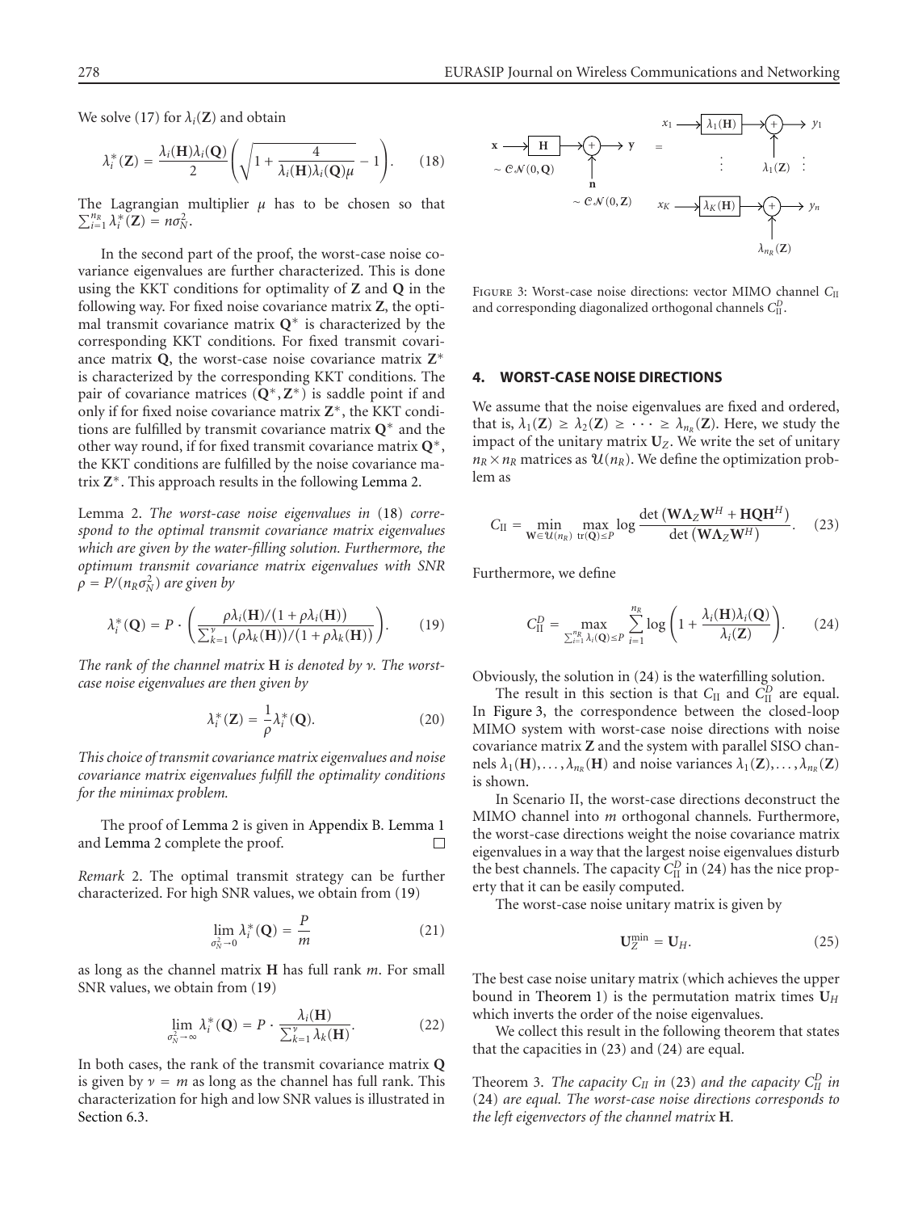We solve (17) for $\lambda_i(\mathbf{Z})$ and obtain

$$\lambda_i^*(\mathbf{Z}) = \frac{\lambda_i(\mathbf{H})\lambda_i(\mathbf{Q})}{2}\left(\sqrt{1+\frac{4}{\lambda_i(\mathbf{H})\lambda_i(\mathbf{Q})\mu}}-1\right). \quad (18)$$

The Lagrangian multiplier $\mu$ has to be chosen so that $\sum_{i=1}^{n_R}\lambda_i^*(\mathbf{Z}) = n\sigma_N^2$.

In the second part of the proof, the worst-case noise covariance eigenvalues are further characterized. This is done using the KKT conditions for optimality of $\mathbf{Z}$ and $\mathbf{Q}$ in the following way. For fixed noise covariance matrix $\mathbf{Z}$, the optimal transmit covariance matrix $\mathbf{Q}^*$ is characterized by the corresponding KKT conditions. For fixed transmit covariance matrix $\mathbf{Q}$, the worst-case noise covariance matrix $\mathbf{Z}^*$ is characterized by the corresponding KKT conditions. The pair of covariance matrices $(\mathbf{Q}^*, \mathbf{Z}^*)$ is saddle point if and only if for fixed noise covariance matrix $\mathbf{Z}^*$, the KKT conditions are fulfilled by transmit covariance matrix $\mathbf{Q}^*$ and the other way round, if for fixed transmit covariance matrix $\mathbf{Q}^*$, the KKT conditions are fulfilled by the noise covariance matrix $\mathbf{Z}^*$. This approach results in the following Lemma 2.

*Lemma 2. The worst-case noise eigenvalues in* (18) *correspond to the optimal transmit covariance matrix eigenvalues which are given by the water-filling solution. Furthermore, the optimum transmit covariance matrix eigenvalues with SNR* $\rho = P/(n_R\sigma_N^2)$ *are given by*

$$\lambda_i^*(\mathbf{Q}) = P\cdot\left(\frac{\rho\lambda_i(\mathbf{H})/(1+\rho\lambda_i(\mathbf{H}))}{\sum_{k=1}^{\nu}(\rho\lambda_k(\mathbf{H}))/(1+\rho\lambda_k(\mathbf{H}))}\right). \quad (19)$$

*The rank of the channel matrix* $\mathbf{H}$ *is denoted by* $\nu$. *The worst-case noise eigenvalues are then given by*

$$\lambda_i^*(\mathbf{Z}) = \frac{1}{\rho}\lambda_i^*(\mathbf{Q}). \quad (20)$$

*This choice of transmit covariance matrix eigenvalues and noise covariance matrix eigenvalues fulfill the optimality conditions for the minimax problem.*

The proof of Lemma 2 is given in Appendix B. Lemma 1 and Lemma 2 complete the proof. □

*Remark 2.* The optimal transmit strategy can be further characterized. For high SNR values, we obtain from (19)

$$\lim_{\sigma_N^2\to 0}\lambda_i^*(\mathbf{Q}) = \frac{P}{m} \quad (21)$$

as long as the channel matrix $\mathbf{H}$ has full rank $m$. For small SNR values, we obtain from (19)

$$\lim_{\sigma_N^2\to \infty}\lambda_i^*(\mathbf{Q}) = P\cdot\frac{\lambda_i(\mathbf{H})}{\sum_{k=1}^{\nu}\lambda_k(\mathbf{H})}. \quad (22)$$

In both cases, the rank of the transmit covariance matrix $\mathbf{Q}$ is given by $\nu = m$ as long as the channel has full rank. This characterization for high and low SNR values is illustrated in Section 6.3.

Figure 3: Worst-case noise directions: vector MIMO channel $C_{\text{II}}$ and corresponding diagonalized orthogonal channels $C_{\text{II}}^D$.

## 4. WORST-CASE NOISE DIRECTIONS

We assume that the noise eigenvalues are fixed and ordered, that is, $\lambda_1(\mathbf{Z}) \geq \lambda_2(\mathbf{Z}) \geq \cdots \geq \lambda_{n_R}(\mathbf{Z})$. Here, we study the impact of the unitary matrix $\mathbf{U}_Z$. We write the set of unitary $n_R \times n_R$ matrices as $\mathcal{U}(n_R)$. We define the optimization problem as

$$C_{\text{II}} = \min_{\mathbf{W}\in\mathcal{U}(n_R)}\max_{\operatorname{tr}(\mathbf{Q})\leq P}\log\frac{\det(\mathbf{W}\mathbf{\Lambda}_Z\mathbf{W}^H+\mathbf{H}\mathbf{Q}\mathbf{H}^H)}{\det(\mathbf{W}\mathbf{\Lambda}_Z\mathbf{W}^H)}. \quad (23)$$

Furthermore, we define

$$C_{\text{II}}^D = \max_{\sum_{i=1}^{n_R}\lambda_i(\mathbf{Q})\leq P}\sum_{i=1}^{n_R}\log\left(1+\frac{\lambda_i(\mathbf{H})\lambda_i(\mathbf{Q})}{\lambda_i(\mathbf{Z})}\right). \quad (24)$$

Obviously, the solution in (24) is the waterfilling solution.

The result in this section is that $C_{\text{II}}$ and $C_{\text{II}}^D$ are equal. In Figure 3, the correspondence between the closed-loop MIMO system with worst-case noise directions with noise covariance matrix $\mathbf{Z}$ and the system with parallel SISO channels $\lambda_1(\mathbf{H}),\ldots,\lambda_{n_R}(\mathbf{H})$ and noise variances $\lambda_1(\mathbf{Z}),\ldots,\lambda_{n_R}(\mathbf{Z})$ is shown.

In Scenario II, the worst-case directions deconstruct the MIMO channel into $m$ orthogonal channels. Furthermore, the worst-case directions weight the noise covariance matrix eigenvalues in a way that the largest noise eigenvalues disturb the best channels. The capacity $C_{\text{II}}^D$ in (24) has the nice property that it can be easily computed.

The worst-case noise unitary matrix is given by

$$\mathbf{U}_Z^{\min} = \mathbf{U}_H. \quad (25)$$

The best case noise unitary matrix (which achieves the upper bound in Theorem 1) is the permutation matrix times $\mathbf{U}_H$ which inverts the order of the noise eigenvalues.

We collect this result in the following theorem that states that the capacities in (23) and (24) are equal.

*Theorem 3. The capacity* $C_{II}$ *in* (23) *and the capacity* $C_{II}^D$ *in* (24) *are equal. The worst-case noise directions corresponds to the left eigenvectors of the channel matrix* $\mathbf{H}$.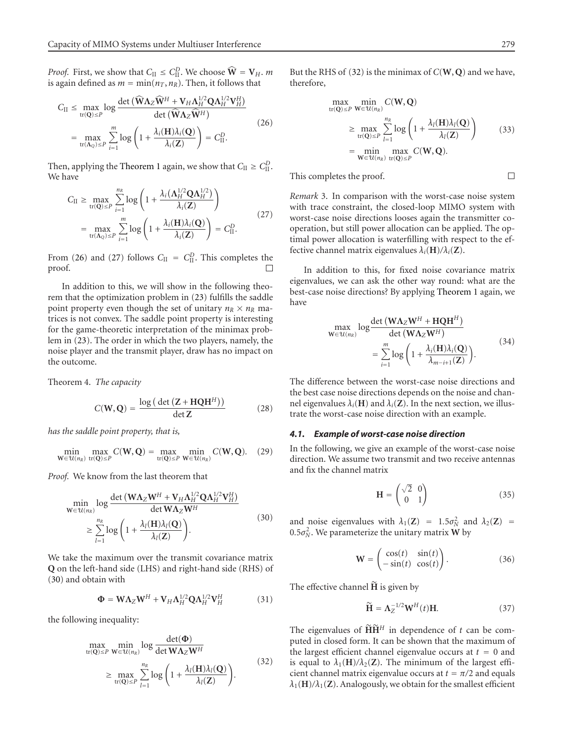*Proof.* First, we show that $C_{\text{II}} \leq C_{\text{II}}^D$. We choose $\widehat{\mathbf{W}} = \mathbf{V}_H$. $m$ is again defined as $m = \min(n_T, n_R)$. Then, it follows that

$$
\begin{aligned}
C_{\text{II}} &\leq \max_{\text{tr}(\mathbf{Q}) \leq P} \log \frac{\det\left(\widehat{\mathbf{W}}\mathbf{\Lambda}_Z\widehat{\mathbf{W}}^H + \mathbf{V}_H\mathbf{\Lambda}_H^{1/2}\mathbf{Q}\mathbf{\Lambda}_H^{1/2}\mathbf{V}_H^H\right)}{\det\left(\widehat{\mathbf{W}}\mathbf{\Lambda}_Z\widehat{\mathbf{W}}^H\right)} \\
&= \max_{\text{tr}(\mathbf{\Lambda}_Q) \leq P} \sum_{i=1}^{m} \log\left(1 + \frac{\lambda_i(\mathbf{H})\lambda_i(\mathbf{Q})}{\lambda_i(\mathbf{Z})}\right) = C_{\text{II}}^D.
\end{aligned} \tag{26}
$$

Then, applying the Theorem 1 again, we show that $C_{\text{II}} \geq C_{\text{II}}^D$. We have

$$
\begin{aligned}
C_{\text{II}} &\geq \max_{\text{tr}(\mathbf{Q}) \leq P} \sum_{i=1}^{n_R} \log\left(1 + \frac{\lambda_i\left(\mathbf{\Lambda}_H^{1/2}\mathbf{Q}\mathbf{\Lambda}_H^{1/2}\right)}{\lambda_i(\mathbf{Z})}\right) \\
&= \max_{\text{tr}(\mathbf{\Lambda}_Q) \leq P} \sum_{i=1}^{m} \log\left(1 + \frac{\lambda_i(\mathbf{H})\lambda_i(\mathbf{Q})}{\lambda_i(\mathbf{Z})}\right) = C_{\text{II}}^D.
\end{aligned} \tag{27}
$$

From (26) and (27) follows $C_{\text{II}} = C_{\text{II}}^D$. This completes the proof. □

In addition to this, we will show in the following theorem that the optimization problem in (23) fulfills the saddle point property even though the set of unitary $n_R \times n_R$ matrices is not convex. The saddle point property is interesting for the game-theoretic interpretation of the minimax problem in (23). The order in which the two players, namely, the noise player and the transmit player, draw has no impact on the outcome.

Theorem 4. *The capacity*

$$
C(\mathbf{W}, \mathbf{Q}) = \frac{\log\left(\det\left(\mathbf{Z} + \mathbf{H}\mathbf{Q}\mathbf{H}^H\right)\right)}{\det \mathbf{Z}} \tag{28}
$$

*has the saddle point property, that is,*

$$
\min_{\mathbf{W} \in \mathcal{U}(n_R)} \max_{\text{tr}(\mathbf{Q}) \leq P} C(\mathbf{W}, \mathbf{Q}) = \max_{\text{tr}(\mathbf{Q}) \leq P} \min_{\mathbf{W} \in \mathcal{U}(n_R)} C(\mathbf{W}, \mathbf{Q}). \tag{29}
$$

*Proof.* We know from the last theorem that

$$
\begin{aligned}
\min_{\mathbf{W} \in \mathcal{U}(n_R)} &\log \frac{\det\left(\mathbf{W}\mathbf{\Lambda}_Z\mathbf{W}^H + \mathbf{V}_H\mathbf{\Lambda}_H^{1/2}\mathbf{Q}\mathbf{\Lambda}_H^{1/2}\mathbf{V}_H^H\right)}{\det \mathbf{W}\mathbf{\Lambda}_Z\mathbf{W}^H} \\
&\geq \sum_{l=1}^{n_R} \log\left(1 + \frac{\lambda_l(\mathbf{H})\lambda_l(\mathbf{Q})}{\lambda_l(\mathbf{Z})}\right).
\end{aligned} \tag{30}
$$

We take the maximum over the transmit covariance matrix $\mathbf{Q}$ on the left-hand side (LHS) and right-hand side (RHS) of (30) and obtain with

$$
\mathbf{\Phi} = \mathbf{W}\mathbf{\Lambda}_Z\mathbf{W}^H + \mathbf{V}_H\mathbf{\Lambda}_H^{1/2}\mathbf{Q}\mathbf{\Lambda}_H^{1/2}\mathbf{V}_H^H \tag{31}
$$

the following inequality:

$$
\begin{aligned}
\max_{\text{tr}(\mathbf{Q}) \leq P} \min_{\mathbf{W} \in \mathcal{U}(n_R)} &\log \frac{\det(\mathbf{\Phi})}{\det \mathbf{W}\mathbf{\Lambda}_Z\mathbf{W}^H} \\
&\geq \max_{\text{tr}(\mathbf{Q}) \leq P} \sum_{l=1}^{n_R} \log\left(1 + \frac{\lambda_l(\mathbf{H})\lambda_l(\mathbf{Q})}{\lambda_l(\mathbf{Z})}\right).
\end{aligned} \tag{32}
$$

But the RHS of (32) is the minimax of $C(\mathbf{W}, \mathbf{Q})$ and we have, therefore,

$$
\begin{aligned}
\max_{\text{tr}(\mathbf{Q}) \leq P} \min_{\mathbf{W} \in \mathcal{U}(n_R)} &C(\mathbf{W}, \mathbf{Q}) \\
&\geq \max_{\text{tr}(\mathbf{Q}) \leq P} \sum_{l=1}^{n_R} \log\left(1 + \frac{\lambda_l(\mathbf{H})\lambda_l(\mathbf{Q})}{\lambda_l(\mathbf{Z})}\right) \\
&= \min_{\mathbf{W} \in \mathcal{U}(n_R)} \max_{\text{tr}(\mathbf{Q}) \leq P} C(\mathbf{W}, \mathbf{Q}).
\end{aligned} \tag{33}
$$

This completes the proof. □

*Remark* 3. In comparison with the worst-case noise system with trace constraint, the closed-loop MIMO system with worst-case noise directions looses again the transmitter cooperation, but still power allocation can be applied. The optimal power allocation is waterfilling with respect to the effective channel matrix eigenvalues $\lambda_i(\mathbf{H})/\lambda_i(\mathbf{Z})$.

In addition to this, for fixed noise covariance matrix eigenvalues, we can ask the other way round: what are the best-case noise directions? By applying Theorem 1 again, we have

$$
\begin{aligned}
\max_{\mathbf{W} \in \mathcal{U}(n_R)} \log &\frac{\det\left(\mathbf{W}\mathbf{\Lambda}_Z\mathbf{W}^H + \mathbf{H}\mathbf{Q}\mathbf{H}^H\right)}{\det\left(\mathbf{W}\mathbf{\Lambda}_Z\mathbf{W}^H\right)} \\
&= \sum_{i=1}^{m} \log\left(1 + \frac{\lambda_i(\mathbf{H})\lambda_i(\mathbf{Q})}{\lambda_{m-i+1}(\mathbf{Z})}\right).
\end{aligned} \tag{34}
$$

The difference between the worst-case noise directions and the best case noise directions depends on the noise and channel eigenvalues $\lambda_i(\mathbf{H})$ and $\lambda_i(\mathbf{Z})$. In the next section, we illustrate the worst-case noise direction with an example.

### *4.1. Example of worst-case noise direction*

In the following, we give an example of the worst-case noise direction. We assume two transmit and two receive antennas and fix the channel matrix

$$
\mathbf{H} = \begin{pmatrix} \sqrt{2} & 0 \\ 0 & 1 \end{pmatrix} \tag{35}
$$

and noise eigenvalues with $\lambda_1(\mathbf{Z}) = 1.5\sigma_N^2$ and $\lambda_2(\mathbf{Z}) = 0.5\sigma_N^2$. We parameterize the unitary matrix $\mathbf{W}$ by

$$
\mathbf{W} = \begin{pmatrix} \cos(t) & \sin(t) \\ -\sin(t) & \cos(t) \end{pmatrix}. \tag{36}
$$

The effective channel $\widetilde{\mathbf{H}}$ is given by

$$
\widetilde{\mathbf{H}} = \mathbf{\Lambda}_Z^{-1/2}\mathbf{W}^H(t)\mathbf{H}. \tag{37}
$$

The eigenvalues of $\widetilde{\mathbf{H}}\widetilde{\mathbf{H}}^H$ in dependence of $t$ can be computed in closed form. It can be shown that the maximum of the largest efficient channel eigenvalue occurs at $t = 0$ and is equal to $\lambda_1(\mathbf{H})/\lambda_2(\mathbf{Z})$. The minimum of the largest efficient channel matrix eigenvalue occurs at $t = \pi/2$ and equals $\lambda_1(\mathbf{H})/\lambda_1(\mathbf{Z})$. Analogously, we obtain for the smallest efficient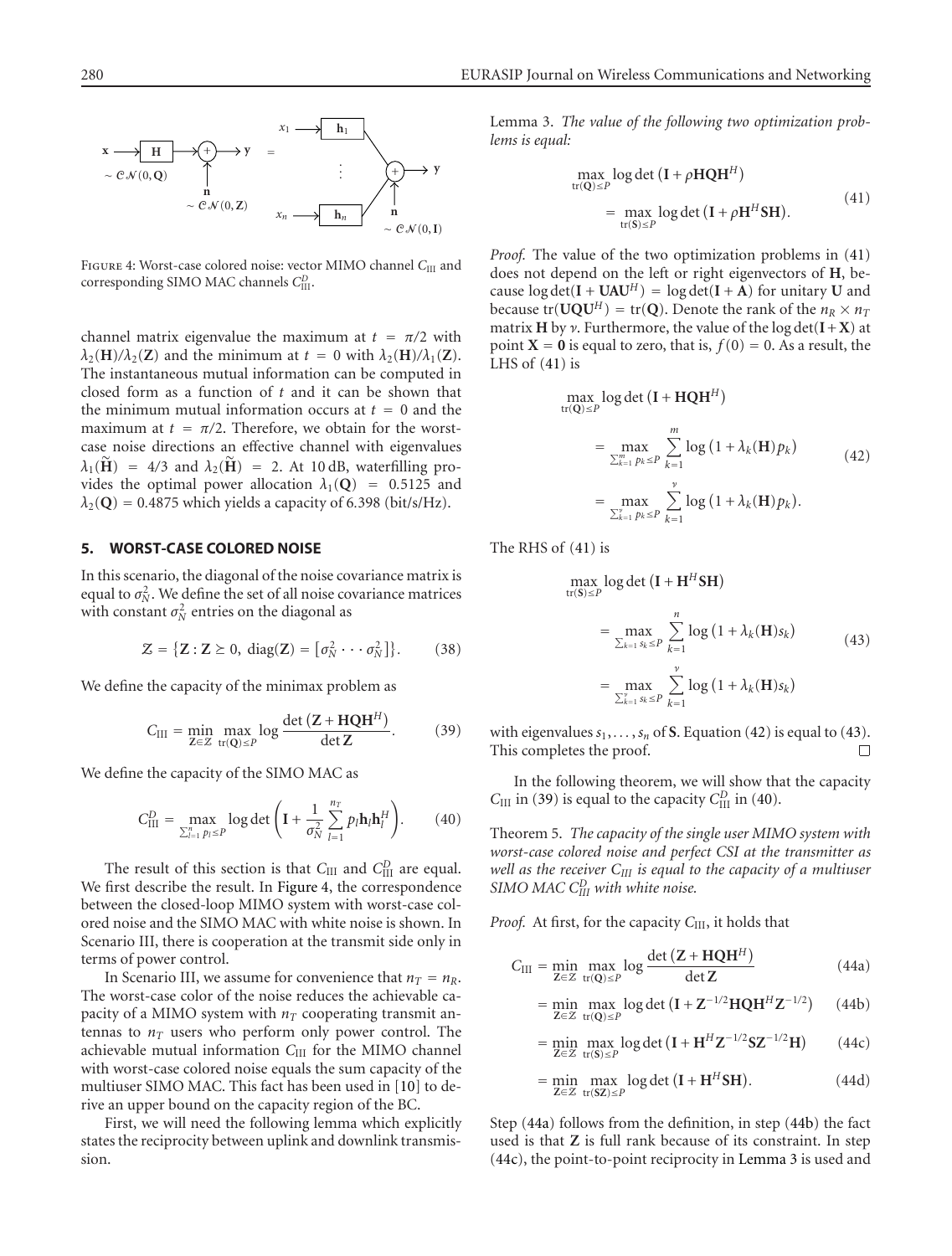Figure 4: Worst-case colored noise: vector MIMO channel $C_{\text{III}}$ and corresponding SIMO MAC channels $C_{\text{III}}^D$.

channel matrix eigenvalue the maximum at $t = \pi/2$ with $\lambda_2(\mathbf{H})/\lambda_2(\mathbf{Z})$ and the minimum at $t = 0$ with $\lambda_2(\mathbf{H})/\lambda_1(\mathbf{Z})$. The instantaneous mutual information can be computed in closed form as a function of $t$ and it can be shown that the minimum mutual information occurs at $t = 0$ and the maximum at $t = \pi/2$. Therefore, we obtain for the worst-case noise directions an effective channel with eigenvalues $\lambda_1(\widetilde{\mathbf{H}}) = 4/3$ and $\lambda_2(\widetilde{\mathbf{H}}) = 2$. At 10 dB, waterfilling provides the optimal power allocation $\lambda_1(\mathbf{Q}) = 0.5125$ and $\lambda_2(\mathbf{Q}) = 0.4875$ which yields a capacity of 6.398 (bit/s/Hz).

## 5. WORST-CASE COLORED NOISE

In this scenario, the diagonal of the noise covariance matrix is equal to $\sigma_N^2$. We define the set of all noise covariance matrices with constant $\sigma_N^2$ entries on the diagonal as

$$\mathcal{Z} = \{\mathbf{Z} : \mathbf{Z} \succeq 0,\ \text{diag}(\mathbf{Z}) = [\sigma_N^2 \cdots \sigma_N^2]\}. \tag{38}$$

We define the capacity of the minimax problem as

$$C_{\text{III}} = \min_{\mathbf{Z}\in\mathcal{Z}} \max_{\text{tr}(\mathbf{Q})\leq P} \log \frac{\det(\mathbf{Z} + \mathbf{HQH}^H)}{\det \mathbf{Z}}. \tag{39}$$

We define the capacity of the SIMO MAC as

$$C_{\text{III}}^D = \max_{\sum_{l=1}^n p_l \leq P} \log\det\left(\mathbf{I} + \frac{1}{\sigma_N^2}\sum_{l=1}^{n_T} p_l \mathbf{h}_l\mathbf{h}_l^H\right). \tag{40}$$

The result of this section is that $C_{\text{III}}$ and $C_{\text{III}}^D$ are equal. We first describe the result. In Figure 4, the correspondence between the closed-loop MIMO system with worst-case colored noise and the SIMO MAC with white noise is shown. In Scenario III, there is cooperation at the transmit side only in terms of power control.

In Scenario III, we assume for convenience that $n_T = n_R$. The worst-case color of the noise reduces the achievable capacity of a MIMO system with $n_T$ cooperating transmit antennas to $n_T$ users who perform only power control. The achievable mutual information $C_{\text{III}}$ for the MIMO channel with worst-case colored noise equals the sum capacity of the multiuser SIMO MAC. This fact has been used in [10] to derive an upper bound on the capacity region of the BC.

First, we will need the following lemma which explicitly states the reciprocity between uplink and downlink transmission.

*Lemma 3. The value of the following two optimization problems is equal:*

$$\max_{\text{tr}(\mathbf{Q})\leq P} \log\det(\mathbf{I} + \rho\mathbf{HQH}^H) = \max_{\text{tr}(\mathbf{S})\leq P} \log\det(\mathbf{I} + \rho\mathbf{H}^H\mathbf{SH}). \tag{41}$$

*Proof.* The value of the two optimization problems in (41) does not depend on the left or right eigenvectors of $\mathbf{H}$, because $\log\det(\mathbf{I} + \mathbf{UAU}^H) = \log\det(\mathbf{I} + \mathbf{A})$ for unitary $\mathbf{U}$ and because $\text{tr}(\mathbf{UQU}^H) = \text{tr}(\mathbf{Q})$. Denote the rank of the $n_R \times n_T$ matrix $\mathbf{H}$ by $\nu$. Furthermore, the value of the $\log\det(\mathbf{I}+\mathbf{X})$ at point $\mathbf{X} = \mathbf{0}$ is equal to zero, that is, $f(0) = 0$. As a result, the LHS of (41) is

$$\begin{aligned}
\max_{\text{tr}(\mathbf{Q})\leq P} \log\det(\mathbf{I} + \mathbf{HQH}^H) &= \max_{\sum_{k=1}^m p_k \leq P} \sum_{k=1}^m \log(1 + \lambda_k(\mathbf{H})p_k) \\
&= \max_{\sum_{k=1}^\nu p_k \leq P} \sum_{k=1}^\nu \log(1 + \lambda_k(\mathbf{H})p_k).
\end{aligned} \tag{42}$$

The RHS of (41) is

$$\begin{aligned}
\max_{\text{tr}(\mathbf{S})\leq P} \log\det(\mathbf{I} + \mathbf{H}^H\mathbf{SH}) &= \max_{\sum_{k=1}^n s_k \leq P} \sum_{k=1}^n \log(1 + \lambda_k(\mathbf{H})s_k) \\
&= \max_{\sum_{k=1}^\nu s_k \leq P} \sum_{k=1}^\nu \log(1 + \lambda_k(\mathbf{H})s_k)
\end{aligned} \tag{43}$$

with eigenvalues $s_1, \ldots, s_n$ of $\mathbf{S}$. Equation (42) is equal to (43). This completes the proof. □

In the following theorem, we will show that the capacity $C_{\text{III}}$ in (39) is equal to the capacity $C_{\text{III}}^D$ in (40).

*Theorem 5. The capacity of the single user MIMO system with worst-case colored noise and perfect CSI at the transmitter as well as the receiver $C_{III}$ is equal to the capacity of a multiuser SIMO MAC $C_{III}^D$ with white noise.*

*Proof.* At first, for the capacity $C_{\text{III}}$, it holds that

$$C_{\text{III}} = \min_{\mathbf{Z}\in\mathcal{Z}} \max_{\text{tr}(\mathbf{Q})\leq P} \log \frac{\det(\mathbf{Z} + \mathbf{HQH}^H)}{\det \mathbf{Z}} \tag{44a}$$

$$= \min_{\mathbf{Z}\in\mathcal{Z}} \max_{\text{tr}(\mathbf{Q})\leq P} \log\det(\mathbf{I} + \mathbf{Z}^{-1/2}\mathbf{HQH}^H\mathbf{Z}^{-1/2}) \tag{44b}$$

$$= \min_{\mathbf{Z}\in\mathcal{Z}} \max_{\text{tr}(\mathbf{S})\leq P} \log\det(\mathbf{I} + \mathbf{H}^H\mathbf{Z}^{-1/2}\mathbf{SZ}^{-1/2}\mathbf{H}) \tag{44c}$$

$$= \min_{\mathbf{Z}\in\mathcal{Z}} \max_{\text{tr}(\mathbf{SZ})\leq P} \log\det(\mathbf{I} + \mathbf{H}^H\mathbf{SH}). \tag{44d}$$

Step (44a) follows from the definition, in step (44b) the fact used is that $\mathbf{Z}$ is full rank because of its constraint. In step (44c), the point-to-point reciprocity in Lemma 3 is used and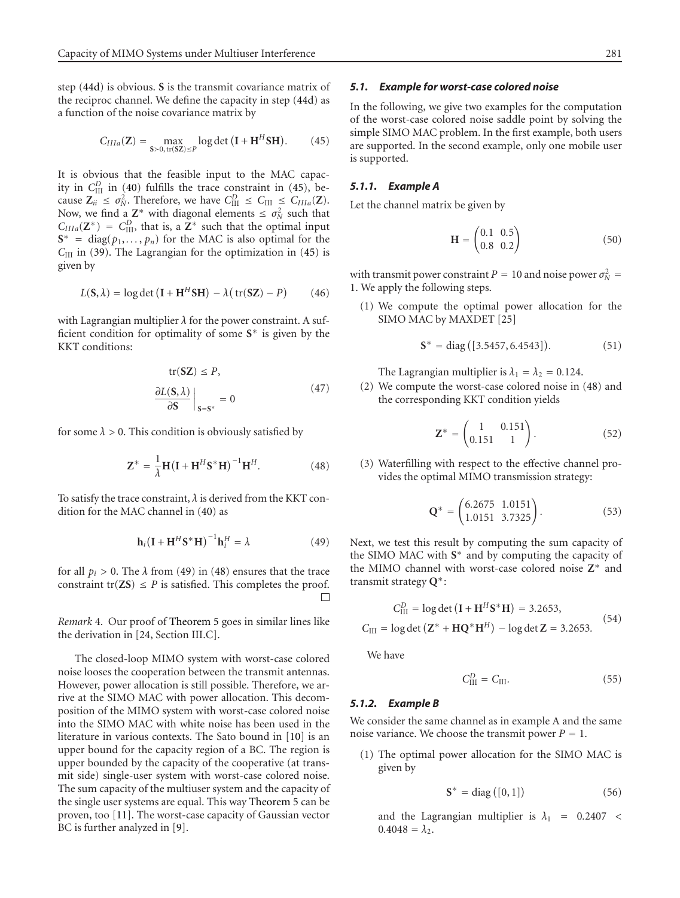step (44d) is obvious. $\mathbf{S}$ is the transmit covariance matrix of the reciproc channel. We define the capacity in step (44d) as a function of the noise covariance matrix by

$$C_{IIIa}(\mathbf{Z}) = \max_{\mathbf{S}\succ 0,\, \mathrm{tr}(\mathbf{S}\mathbf{Z})\le P} \log\det\left(\mathbf{I} + \mathbf{H}^H\mathbf{S}\mathbf{H}\right). \tag{45}$$

It is obvious that the feasible input to the MAC capacity in $C_{\mathrm{III}}^D$ in (40) fulfills the trace constraint in (45), because $\mathbf{Z}_{ii} \le \sigma_N^2$. Therefore, we have $C_{\mathrm{III}}^D \le C_{\mathrm{III}} \le C_{IIIa}(\mathbf{Z})$. Now, we find a $\mathbf{Z}^*$ with diagonal elements $\le \sigma_N^2$ such that $C_{IIIa}(\mathbf{Z}^*) = C_{\mathrm{III}}^D$, that is, a $\mathbf{Z}^*$ such that the optimal input $\mathbf{S}^* = \mathrm{diag}(p_1, \ldots, p_n)$ for the MAC is also optimal for the $C_{\mathrm{III}}$ in (39). The Lagrangian for the optimization in (45) is given by

$$L(\mathbf{S}, \lambda) = \log\det\left(\mathbf{I} + \mathbf{H}^H\mathbf{S}\mathbf{H}\right) - \lambda\left(\mathrm{tr}(\mathbf{S}\mathbf{Z}) - P\right) \tag{46}$$

with Lagrangian multiplier $\lambda$ for the power constraint. A sufficient condition for optimality of some $\mathbf{S}^*$ is given by the KKT conditions:

$$\begin{gathered}\mathrm{tr}(\mathbf{S}\mathbf{Z}) \le P, \\ \left.\frac{\partial L(\mathbf{S}, \lambda)}{\partial \mathbf{S}}\right|_{\mathbf{S}=\mathbf{S}^*} = 0\end{gathered} \tag{47}$$

for some $\lambda > 0$. This condition is obviously satisfied by

$$\mathbf{Z}^* = \frac{1}{\lambda}\mathbf{H}\left(\mathbf{I} + \mathbf{H}^H\mathbf{S}^*\mathbf{H}\right)^{-1}\mathbf{H}^H. \tag{48}$$

To satisfy the trace constraint, $\lambda$ is derived from the KKT condition for the MAC channel in (40) as

$$\mathbf{h}_i\left(\mathbf{I} + \mathbf{H}^H\mathbf{S}^*\mathbf{H}\right)^{-1}\mathbf{h}_i^H = \lambda \tag{49}$$

for all $p_i > 0$. The $\lambda$ from (49) in (48) ensures that the trace constraint $\mathrm{tr}(\mathbf{Z}\mathbf{S}) \le P$ is satisfied. This completes the proof. □

*Remark* 4. Our proof of Theorem 5 goes in similar lines like the derivation in [24, Section III.C].

The closed-loop MIMO system with worst-case colored noise looses the cooperation between the transmit antennas. However, power allocation is still possible. Therefore, we arrive at the SIMO MAC with power allocation. This decomposition of the MIMO system with worst-case colored noise into the SIMO MAC with white noise has been used in the literature in various contexts. The Sato bound in [10] is an upper bound for the capacity region of a BC. The region is upper bounded by the capacity of the cooperative (at transmit side) single-user system with worst-case colored noise. The sum capacity of the multiuser system and the capacity of the single user systems are equal. This way Theorem 5 can be proven, too [11]. The worst-case capacity of Gaussian vector BC is further analyzed in [9].

### *5.1. Example for worst-case colored noise*

In the following, we give two examples for the computation of the worst-case colored noise saddle point by solving the simple SIMO MAC problem. In the first example, both users are supported. In the second example, only one mobile user is supported.

#### *5.1.1. Example A*

Let the channel matrix be given by

$$\mathbf{H} = \begin{pmatrix} 0.1 & 0.5 \\ 0.8 & 0.2 \end{pmatrix} \tag{50}$$

with transmit power constraint $P = 10$ and noise power $\sigma_N^2 = 1$. We apply the following steps.

(1) We compute the optimal power allocation for the SIMO MAC by MAXDET [25]

$$\mathbf{S}^* = \mathrm{diag}\left([3.5457, 6.4543]\right). \tag{51}$$

The Lagrangian multiplier is $\lambda_1 = \lambda_2 = 0.124$.

(2) We compute the worst-case colored noise in (48) and the corresponding KKT condition yields

$$\mathbf{Z}^* = \begin{pmatrix} 1 & 0.151 \\ 0.151 & 1 \end{pmatrix}. \tag{52}$$

(3) Waterfilling with respect to the effective channel provides the optimal MIMO transmission strategy:

$$\mathbf{Q}^* = \begin{pmatrix} 6.2675 & 1.0151 \\ 1.0151 & 3.7325 \end{pmatrix}. \tag{53}$$

Next, we test this result by computing the sum capacity of the SIMO MAC with $\mathbf{S}^*$ and by computing the capacity of the MIMO channel with worst-case colored noise $\mathbf{Z}^*$ and transmit strategy $\mathbf{Q}^*$:

$$\begin{gathered}C_{\mathrm{III}}^D = \log\det\left(\mathbf{I} + \mathbf{H}^H\mathbf{S}^*\mathbf{H}\right) = 3.2653, \\ C_{\mathrm{III}} = \log\det\left(\mathbf{Z}^* + \mathbf{H}\mathbf{Q}^*\mathbf{H}^H\right) - \log\det\mathbf{Z} = 3.2653.\end{gathered} \tag{54}$$

We have

$$C_{\mathrm{III}}^D = C_{\mathrm{III}}. \tag{55}$$

#### *5.1.2. Example B*

We consider the same channel as in example A and the same noise variance. We choose the transmit power $P = 1$.

(1) The optimal power allocation for the SIMO MAC is given by

$$\mathbf{S}^* = \mathrm{diag}\left([0, 1]\right) \tag{56}$$

and the Lagrangian multiplier is $\lambda_1 = 0.2407 < 0.4048 = \lambda_2$.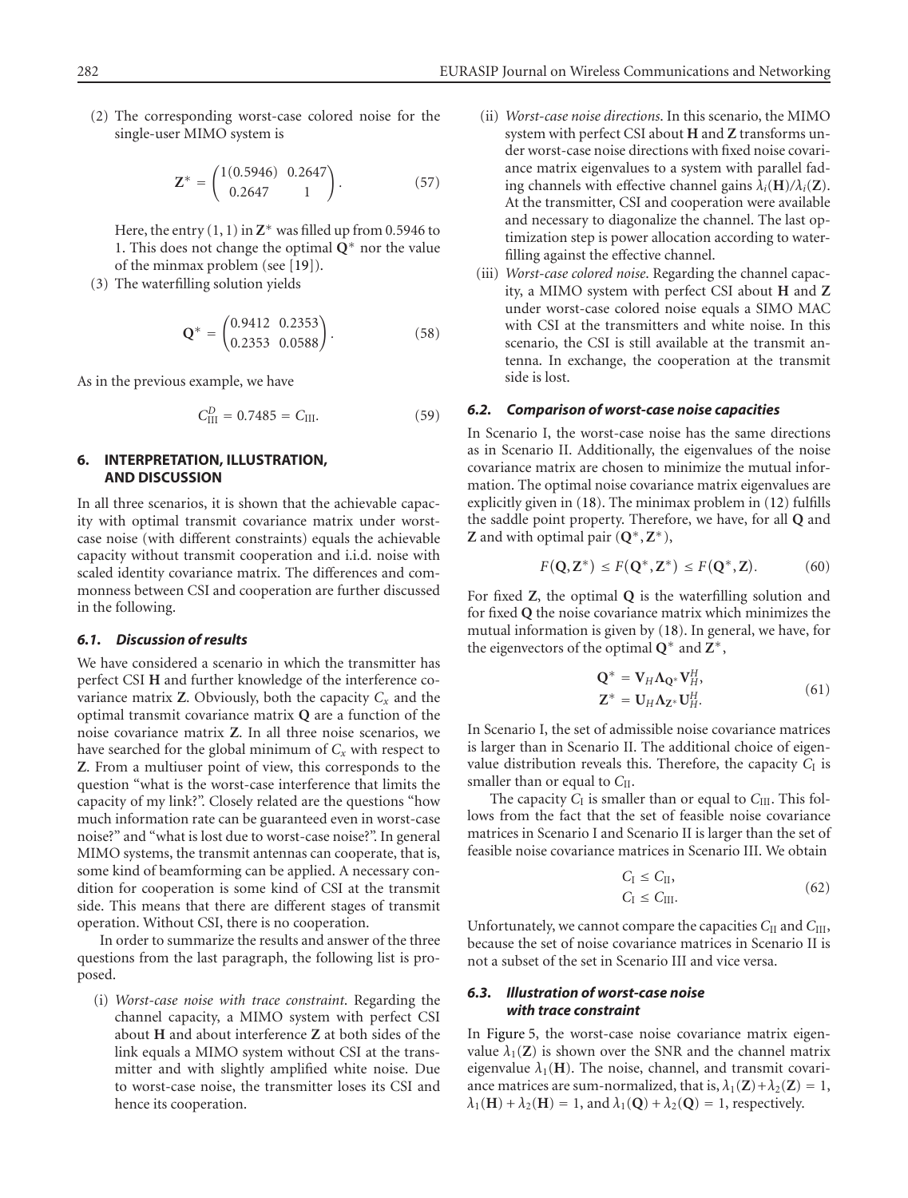(2) The corresponding worst-case colored noise for the single-user MIMO system is

$$\mathbf{Z}^* = \begin{pmatrix} 1(0.5946) & 0.2647 \\ 0.2647 & 1 \end{pmatrix}. \tag{57}$$

Here, the entry (1, 1) in $\mathbf{Z}^*$ was filled up from 0.5946 to 1. This does not change the optimal $\mathbf{Q}^*$ nor the value of the minmax problem (see [19]).

(3) The waterfilling solution yields

$$\mathbf{Q}^* = \begin{pmatrix} 0.9412 & 0.2353 \\ 0.2353 & 0.0588 \end{pmatrix}. \tag{58}$$

As in the previous example, we have

$$C_{\text{III}}^D = 0.7485 = C_{\text{III}}. \tag{59}$$

## 6. INTERPRETATION, ILLUSTRATION, AND DISCUSSION

In all three scenarios, it is shown that the achievable capacity with optimal transmit covariance matrix under worst-case noise (with different constraints) equals the achievable capacity without transmit cooperation and i.i.d. noise with scaled identity covariance matrix. The differences and commonness between CSI and cooperation are further discussed in the following.

### 6.1. Discussion of results

We have considered a scenario in which the transmitter has perfect CSI $\mathbf{H}$ and further knowledge of the interference covariance matrix $\mathbf{Z}$. Obviously, both the capacity $C_x$ and the optimal transmit covariance matrix $\mathbf{Q}$ are a function of the noise covariance matrix $\mathbf{Z}$. In all three noise scenarios, we have searched for the global minimum of $C_x$ with respect to $\mathbf{Z}$. From a multiuser point of view, this corresponds to the question "what is the worst-case interference that limits the capacity of my link?". Closely related are the questions "how much information rate can be guaranteed even in worst-case noise?" and "what is lost due to worst-case noise?". In general MIMO systems, the transmit antennas can cooperate, that is, some kind of beamforming can be applied. A necessary condition for cooperation is some kind of CSI at the transmit side. This means that there are different stages of transmit operation. Without CSI, there is no cooperation.

In order to summarize the results and answer of the three questions from the last paragraph, the following list is proposed.

(i) *Worst-case noise with trace constraint*. Regarding the channel capacity, a MIMO system with perfect CSI about $\mathbf{H}$ and about interference $\mathbf{Z}$ at both sides of the link equals a MIMO system without CSI at the transmitter and with slightly amplified white noise. Due to worst-case noise, the transmitter loses its CSI and hence its cooperation.

(ii) *Worst-case noise directions*. In this scenario, the MIMO system with perfect CSI about $\mathbf{H}$ and $\mathbf{Z}$ transforms under worst-case noise directions with fixed noise covariance matrix eigenvalues to a system with parallel fading channels with effective channel gains $\lambda_i(\mathbf{H})/\lambda_i(\mathbf{Z})$. At the transmitter, CSI and cooperation were available and necessary to diagonalize the channel. The last optimization step is power allocation according to waterfilling against the effective channel.

(iii) *Worst-case colored noise*. Regarding the channel capacity, a MIMO system with perfect CSI about $\mathbf{H}$ and $\mathbf{Z}$ under worst-case colored noise equals a SIMO MAC with CSI at the transmitters and white noise. In this scenario, the CSI is still available at the transmit antenna. In exchange, the cooperation at the transmit side is lost.

### 6.2. Comparison of worst-case noise capacities

In Scenario I, the worst-case noise has the same directions as in Scenario II. Additionally, the eigenvalues of the noise covariance matrix are chosen to minimize the mutual information. The optimal noise covariance matrix eigenvalues are explicitly given in (18). The minimax problem in (12) fulfills the saddle point property. Therefore, we have, for all $\mathbf{Q}$ and $\mathbf{Z}$ and with optimal pair $(\mathbf{Q}^*, \mathbf{Z}^*)$,

$$F(\mathbf{Q}, \mathbf{Z}^*) \leq F(\mathbf{Q}^*, \mathbf{Z}^*) \leq F(\mathbf{Q}^*, \mathbf{Z}). \tag{60}$$

For fixed $\mathbf{Z}$, the optimal $\mathbf{Q}$ is the waterfilling solution and for fixed $\mathbf{Q}$ the noise covariance matrix which minimizes the mutual information is given by (18). In general, we have, for the eigenvectors of the optimal $\mathbf{Q}^*$ and $\mathbf{Z}^*$,

$$\begin{aligned} \mathbf{Q}^* &= \mathbf{V}_H \mathbf{\Lambda}_{\mathbf{Q}^*} \mathbf{V}_H^H, \\ \mathbf{Z}^* &= \mathbf{U}_H \mathbf{\Lambda}_{\mathbf{Z}^*} \mathbf{U}_H^H. \end{aligned} \tag{61}$$

In Scenario I, the set of admissible noise covariance matrices is larger than in Scenario II. The additional choice of eigenvalue distribution reveals this. Therefore, the capacity $C_{\text{I}}$ is smaller than or equal to $C_{\text{II}}$.

The capacity $C_{\text{I}}$ is smaller than or equal to $C_{\text{III}}$. This follows from the fact that the set of feasible noise covariance matrices in Scenario I and Scenario II is larger than the set of feasible noise covariance matrices in Scenario III. We obtain

$$\begin{aligned} C_{\text{I}} &\leq C_{\text{II}}, \\ C_{\text{I}} &\leq C_{\text{III}}. \end{aligned} \tag{62}$$

Unfortunately, we cannot compare the capacities $C_{\text{II}}$ and $C_{\text{III}}$, because the set of noise covariance matrices in Scenario II is not a subset of the set in Scenario III and vice versa.

### 6.3. Illustration of worst-case noise with trace constraint

In Figure 5, the worst-case noise covariance matrix eigenvalue $\lambda_1(\mathbf{Z})$ is shown over the SNR and the channel matrix eigenvalue $\lambda_1(\mathbf{H})$. The noise, channel, and transmit covariance matrices are sum-normalized, that is, $\lambda_1(\mathbf{Z}) + \lambda_2(\mathbf{Z}) = 1$, $\lambda_1(\mathbf{H}) + \lambda_2(\mathbf{H}) = 1$, and $\lambda_1(\mathbf{Q}) + \lambda_2(\mathbf{Q}) = 1$, respectively.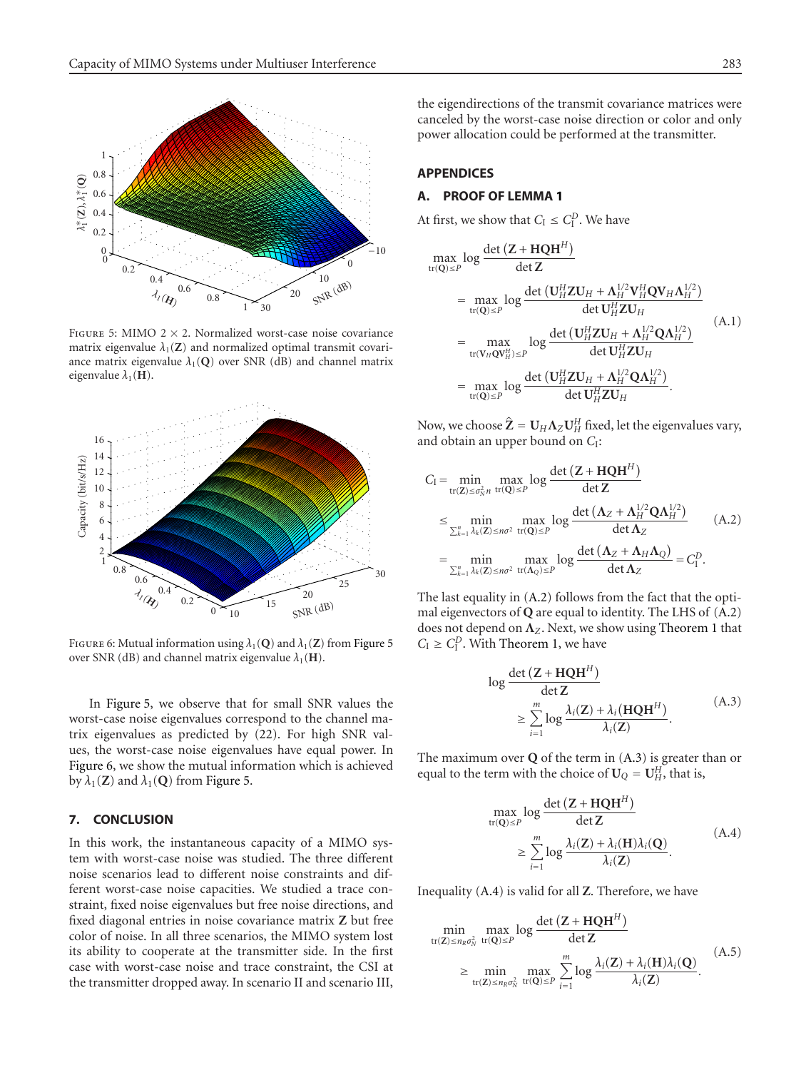FIGURE 5: MIMO 2 × 2. Normalized worst-case noise covariance matrix eigenvalue $\lambda_1(\mathbf{Z})$ and normalized optimal transmit covariance matrix eigenvalue $\lambda_1(\mathbf{Q})$ over SNR (dB) and channel matrix eigenvalue $\lambda_1(\mathbf{H})$.

FIGURE 6: Mutual information using $\lambda_1(\mathbf{Q})$ and $\lambda_1(\mathbf{Z})$ from Figure 5 over SNR (dB) and channel matrix eigenvalue $\lambda_1(\mathbf{H})$.

In Figure 5, we observe that for small SNR values the worst-case noise eigenvalues correspond to the channel matrix eigenvalues as predicted by (22). For high SNR values, the worst-case noise eigenvalues have equal power. In Figure 6, we show the mutual information which is achieved by $\lambda_1(\mathbf{Z})$ and $\lambda_1(\mathbf{Q})$ from Figure 5.

## 7. CONCLUSION

In this work, the instantaneous capacity of a MIMO system with worst-case noise was studied. The three different noise scenarios lead to different noise constraints and different worst-case noise capacities. We studied a trace constraint, fixed noise eigenvalues but free noise directions, and fixed diagonal entries in noise covariance matrix $\mathbf{Z}$ but free color of noise. In all three scenarios, the MIMO system lost its ability to cooperate at the transmitter side. In the first case with worst-case noise and trace constraint, the CSI at the transmitter dropped away. In scenario II and scenario III, the eigendirections of the transmit covariance matrices were canceled by the worst-case noise direction or color and only power allocation could be performed at the transmitter.

## APPENDICES

### A. PROOF OF LEMMA 1

At first, we show that $C_\text{I} \le C_\text{I}^D$. We have

$$\begin{aligned}
\max_{\operatorname{tr}(\mathbf{Q})\le P} \log \frac{\det\left(\mathbf{Z}+\mathbf{HQH}^H\right)}{\det \mathbf{Z}}
&= \max_{\operatorname{tr}(\mathbf{Q})\le P} \log \frac{\det\left(\mathbf{U}_H^H\mathbf{Z}\mathbf{U}_H + \mathbf{\Lambda}_H^{1/2}\mathbf{V}_H^H\mathbf{Q}\mathbf{V}_H\mathbf{\Lambda}_H^{1/2}\right)}{\det \mathbf{U}_H^H\mathbf{Z}\mathbf{U}_H} \\
&= \max_{\operatorname{tr}(\mathbf{V}_H\mathbf{Q}\mathbf{V}_H^H)\le P} \log \frac{\det\left(\mathbf{U}_H^H\mathbf{Z}\mathbf{U}_H + \mathbf{\Lambda}_H^{1/2}\mathbf{Q}\mathbf{\Lambda}_H^{1/2}\right)}{\det \mathbf{U}_H^H\mathbf{Z}\mathbf{U}_H} \\
&= \max_{\operatorname{tr}(\mathbf{Q})\le P} \log \frac{\det\left(\mathbf{U}_H^H\mathbf{Z}\mathbf{U}_H + \mathbf{\Lambda}_H^{1/2}\mathbf{Q}\mathbf{\Lambda}_H^{1/2}\right)}{\det \mathbf{U}_H^H\mathbf{Z}\mathbf{U}_H}.
\end{aligned} \tag{A.1}$$

Now, we choose $\hat{\mathbf{Z}} = \mathbf{U}_H\mathbf{\Lambda}_Z\mathbf{U}_H^H$ fixed, let the eigenvalues vary, and obtain an upper bound on $C_\text{I}$:

$$\begin{aligned}
C_\text{I} &= \min_{\operatorname{tr}(\mathbf{Z})\le\sigma_N^2 n}\ \max_{\operatorname{tr}(\mathbf{Q})\le P} \log \frac{\det\left(\mathbf{Z}+\mathbf{HQH}^H\right)}{\det \mathbf{Z}} \\
&\le \min_{\sum_{k=1}^n \lambda_k(\mathbf{Z})\le n\sigma^2}\ \max_{\operatorname{tr}(\mathbf{Q})\le P} \log \frac{\det\left(\mathbf{\Lambda}_Z + \mathbf{\Lambda}_H^{1/2}\mathbf{Q}\mathbf{\Lambda}_H^{1/2}\right)}{\det \mathbf{\Lambda}_Z} \\
&= \min_{\sum_{k=1}^n \lambda_k(\mathbf{Z})\le n\sigma^2}\ \max_{\operatorname{tr}(\mathbf{\Lambda}_Q)\le P} \log \frac{\det\left(\mathbf{\Lambda}_Z + \mathbf{\Lambda}_H\mathbf{\Lambda}_Q\right)}{\det \mathbf{\Lambda}_Z} = C_\text{I}^D.
\end{aligned} \tag{A.2}$$

The last equality in (A.2) follows from the fact that the optimal eigenvectors of $\mathbf{Q}$ are equal to identity. The LHS of (A.2) does not depend on $\mathbf{\Lambda}_Z$. Next, we show using Theorem 1 that $C_\text{I} \ge C_\text{I}^D$. With Theorem 1, we have

$$\log \frac{\det\left(\mathbf{Z}+\mathbf{HQH}^H\right)}{\det \mathbf{Z}} \ge \sum_{i=1}^m \log \frac{\lambda_i(\mathbf{Z}) + \lambda_i\left(\mathbf{HQH}^H\right)}{\lambda_i(\mathbf{Z})}. \tag{A.3}$$

The maximum over $\mathbf{Q}$ of the term in (A.3) is greater than or equal to the term with the choice of $\mathbf{U}_Q = \mathbf{U}_H^H$, that is,

$$\max_{\operatorname{tr}(\mathbf{Q})\le P} \log \frac{\det\left(\mathbf{Z}+\mathbf{HQH}^H\right)}{\det \mathbf{Z}} \ge \sum_{i=1}^m \log \frac{\lambda_i(\mathbf{Z}) + \lambda_i(\mathbf{H})\lambda_i(\mathbf{Q})}{\lambda_i(\mathbf{Z})}. \tag{A.4}$$

Inequality (A.4) is valid for all $\mathbf{Z}$. Therefore, we have

$$\begin{aligned}
&\min_{\operatorname{tr}(\mathbf{Z})\le n_R\sigma_N^2}\ \max_{\operatorname{tr}(\mathbf{Q})\le P} \log \frac{\det\left(\mathbf{Z}+\mathbf{HQH}^H\right)}{\det \mathbf{Z}} \\
&\quad\ge \min_{\operatorname{tr}(\mathbf{Z})\le n_R\sigma_N^2}\ \max_{\operatorname{tr}(\mathbf{Q})\le P} \sum_{i=1}^m \log \frac{\lambda_i(\mathbf{Z}) + \lambda_i(\mathbf{H})\lambda_i(\mathbf{Q})}{\lambda_i(\mathbf{Z})}.
\end{aligned} \tag{A.5}$$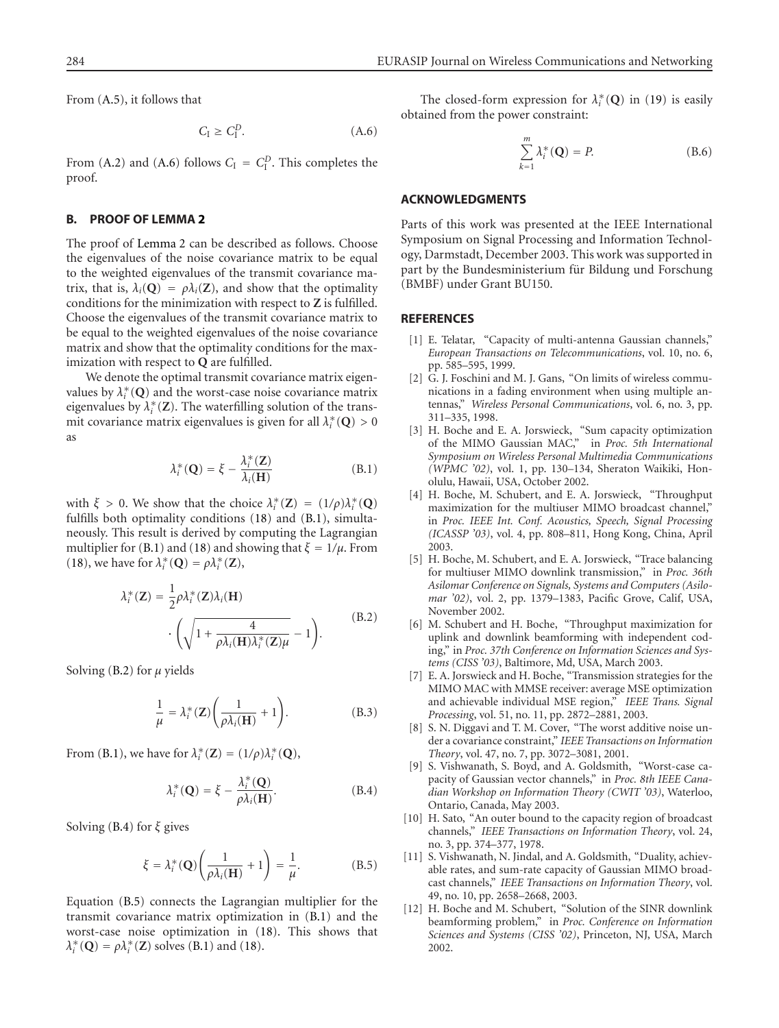From (A.5), it follows that

$$C_{\mathrm{I}} \geq C_{\mathrm{I}}^{D}. \tag{A.6}$$

From (A.2) and (A.6) follows $C_{\mathrm{I}} = C_{\mathrm{I}}^{D}$. This completes the proof.

## B. PROOF OF LEMMA 2

The proof of Lemma 2 can be described as follows. Choose the eigenvalues of the noise covariance matrix to be equal to the weighted eigenvalues of the transmit covariance matrix, that is, $\lambda_i(\mathbf{Q}) = \rho\lambda_i(\mathbf{Z})$, and show that the optimality conditions for the minimization with respect to $\mathbf{Z}$ is fulfilled. Choose the eigenvalues of the transmit covariance matrix to be equal to the weighted eigenvalues of the noise covariance matrix and show that the optimality conditions for the maximization with respect to $\mathbf{Q}$ are fulfilled.

We denote the optimal transmit covariance matrix eigenvalues by $\lambda_i^*(\mathbf{Q})$ and the worst-case noise covariance matrix eigenvalues by $\lambda_i^*(\mathbf{Z})$. The waterfilling solution of the transmit covariance matrix eigenvalues is given for all $\lambda_i^*(\mathbf{Q}) > 0$ as

$$\lambda_i^*(\mathbf{Q}) = \xi - \frac{\lambda_i^*(\mathbf{Z})}{\lambda_i(\mathbf{H})} \tag{B.1}$$

with $\xi > 0$. We show that the choice $\lambda_i^*(\mathbf{Z}) = (1/\rho)\lambda_i^*(\mathbf{Q})$ fulfills both optimality conditions (18) and (B.1), simultaneously. This result is derived by computing the Lagrangian multiplier for (B.1) and (18) and showing that $\xi = 1/\mu$. From (18), we have for $\lambda_i^*(\mathbf{Q}) = \rho\lambda_i^*(\mathbf{Z})$,

$$\begin{aligned} \lambda_i^*(\mathbf{Z}) = \frac{1}{2}\rho\lambda_i^*(\mathbf{Z})\lambda_i(\mathbf{H}) \\ \cdot \left(\sqrt{1 + \frac{4}{\rho\lambda_i(\mathbf{H})\lambda_i^*(\mathbf{Z})\mu}} - 1\right). \end{aligned} \tag{B.2}$$

Solving (B.2) for $\mu$ yields

$$\frac{1}{\mu} = \lambda_i^*(\mathbf{Z})\left(\frac{1}{\rho\lambda_i(\mathbf{H})} + 1\right). \tag{B.3}$$

From (B.1), we have for $\lambda_i^*(\mathbf{Z}) = (1/\rho)\lambda_i^*(\mathbf{Q})$,

$$\lambda_i^*(\mathbf{Q}) = \xi - \frac{\lambda_i^*(\mathbf{Q})}{\rho\lambda_i(\mathbf{H})}. \tag{B.4}$$

Solving (B.4) for $\xi$ gives

$$\xi = \lambda_i^*(\mathbf{Q})\left(\frac{1}{\rho\lambda_i(\mathbf{H})} + 1\right) = \frac{1}{\mu}. \tag{B.5}$$

Equation (B.5) connects the Lagrangian multiplier for the transmit covariance matrix optimization in (B.1) and the worst-case noise optimization in (18). This shows that $\lambda_i^*(\mathbf{Q}) = \rho\lambda_i^*(\mathbf{Z})$ solves (B.1) and (18).

The closed-form expression for $\lambda_i^*(\mathbf{Q})$ in (19) is easily obtained from the power constraint:

$$\sum_{k=1}^{m} \lambda_i^*(\mathbf{Q}) = P. \tag{B.6}$$

## ACKNOWLEDGMENTS

Parts of this work was presented at the IEEE International Symposium on Signal Processing and Information Technology, Darmstadt, December 2003. This work was supported in part by the Bundesministerium für Bildung und Forschung (BMBF) under Grant BU150.

## REFERENCES

[1] E. Telatar, "Capacity of multi-antenna Gaussian channels," *European Transactions on Telecommunications*, vol. 10, no. 6, pp. 585–595, 1999.

[2] G. J. Foschini and M. J. Gans, "On limits of wireless communications in a fading environment when using multiple antennas," *Wireless Personal Communications*, vol. 6, no. 3, pp. 311–335, 1998.

[3] H. Boche and E. A. Jorswieck, "Sum capacity optimization of the MIMO Gaussian MAC," in *Proc. 5th International Symposium on Wireless Personal Multimedia Communications (WPMC '02)*, vol. 1, pp. 130–134, Sheraton Waikiki, Honolulu, Hawaii, USA, October 2002.

[4] H. Boche, M. Schubert, and E. A. Jorswieck, "Throughput maximization for the multiuser MIMO broadcast channel," in *Proc. IEEE Int. Conf. Acoustics, Speech, Signal Processing (ICASSP '03)*, vol. 4, pp. 808–811, Hong Kong, China, April 2003.

[5] H. Boche, M. Schubert, and E. A. Jorswieck, "Trace balancing for multiuser MIMO downlink transmission," in *Proc. 36th Asilomar Conference on Signals, Systems and Computers (Asilomar '02)*, vol. 2, pp. 1379–1383, Pacific Grove, Calif, USA, November 2002.

[6] M. Schubert and H. Boche, "Throughput maximization for uplink and downlink beamforming with independent coding," in *Proc. 37th Conference on Information Sciences and Systems (CISS '03)*, Baltimore, Md, USA, March 2003.

[7] E. A. Jorswieck and H. Boche, "Transmission strategies for the MIMO MAC with MMSE receiver: average MSE optimization and achievable individual MSE region," *IEEE Trans. Signal Processing*, vol. 51, no. 11, pp. 2872–2881, 2003.

[8] S. N. Diggavi and T. M. Cover, "The worst additive noise under a covariance constraint," *IEEE Transactions on Information Theory*, vol. 47, no. 7, pp. 3072–3081, 2001.

[9] S. Vishwanath, S. Boyd, and A. Goldsmith, "Worst-case capacity of Gaussian vector channels," in *Proc. 8th IEEE Canadian Workshop on Information Theory (CWIT '03)*, Waterloo, Ontario, Canada, May 2003.

[10] H. Sato, "An outer bound to the capacity region of broadcast channels," *IEEE Transactions on Information Theory*, vol. 24, no. 3, pp. 374–377, 1978.

[11] S. Vishwanath, N. Jindal, and A. Goldsmith, "Duality, achievable rates, and sum-rate capacity of Gaussian MIMO broadcast channels," *IEEE Transactions on Information Theory*, vol. 49, no. 10, pp. 2658–2668, 2003.

[12] H. Boche and M. Schubert, "Solution of the SINR downlink beamforming problem," in *Proc. Conference on Information Sciences and Systems (CISS '02)*, Princeton, NJ, USA, March 2002.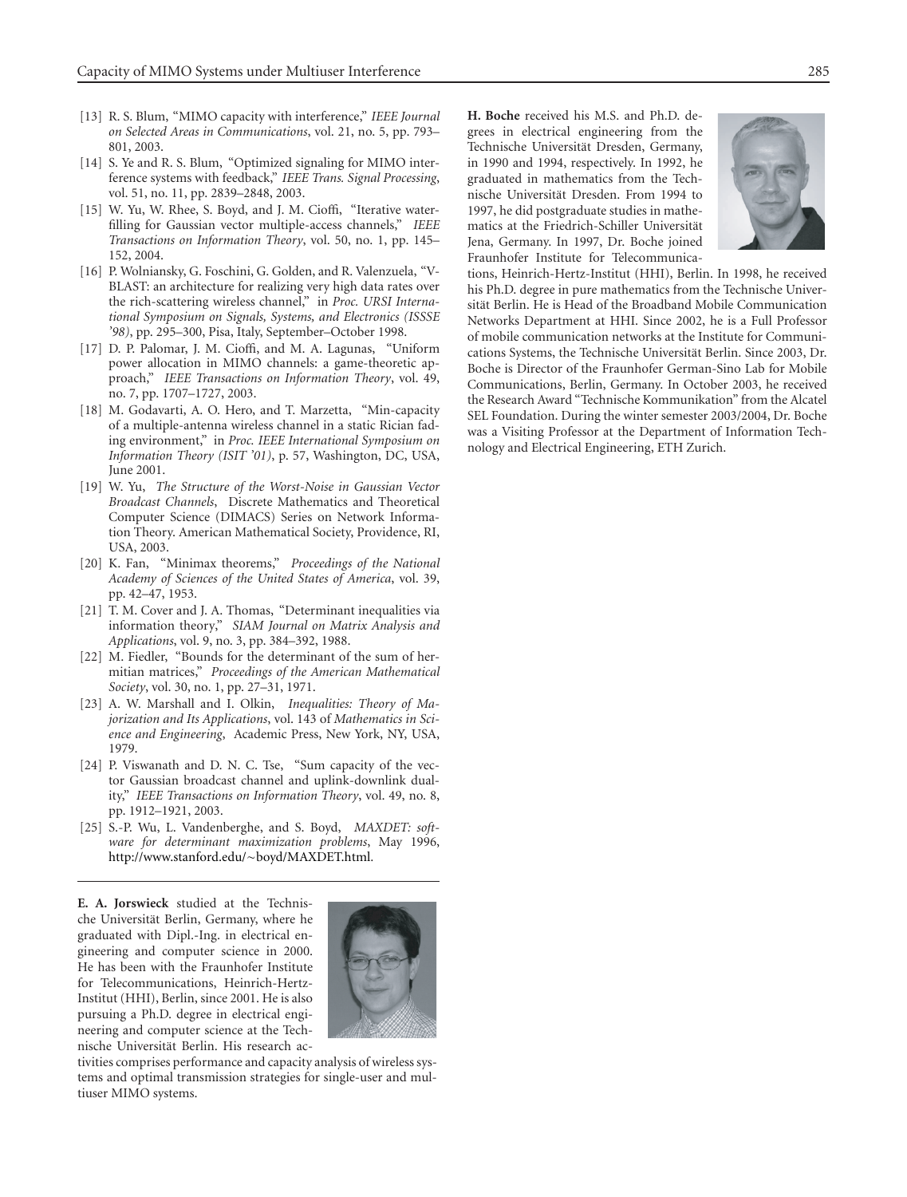[13] R. S. Blum, "MIMO capacity with interference," *IEEE Journal on Selected Areas in Communications*, vol. 21, no. 5, pp. 793–801, 2003.

[14] S. Ye and R. S. Blum, "Optimized signaling for MIMO interference systems with feedback," *IEEE Trans. Signal Processing*, vol. 51, no. 11, pp. 2839–2848, 2003.

[15] W. Yu, W. Rhee, S. Boyd, and J. M. Cioffi, "Iterative water-filling for Gaussian vector multiple-access channels," *IEEE Transactions on Information Theory*, vol. 50, no. 1, pp. 145–152, 2004.

[16] P. Wolniansky, G. Foschini, G. Golden, and R. Valenzuela, "V-BLAST: an architecture for realizing very high data rates over the rich-scattering wireless channel," in *Proc. URSI International Symposium on Signals, Systems, and Electronics (ISSSE '98)*, pp. 295–300, Pisa, Italy, September–October 1998.

[17] D. P. Palomar, J. M. Cioffi, and M. A. Lagunas, "Uniform power allocation in MIMO channels: a game-theoretic approach," *IEEE Transactions on Information Theory*, vol. 49, no. 7, pp. 1707–1727, 2003.

[18] M. Godavarti, A. O. Hero, and T. Marzetta, "Min-capacity of a multiple-antenna wireless channel in a static Rician fading environment," in *Proc. IEEE International Symposium on Information Theory (ISIT '01)*, p. 57, Washington, DC, USA, June 2001.

[19] W. Yu, *The Structure of the Worst-Noise in Gaussian Vector Broadcast Channels*, Discrete Mathematics and Theoretical Computer Science (DIMACS) Series on Network Information Theory. American Mathematical Society, Providence, RI, USA, 2003.

[20] K. Fan, "Minimax theorems," *Proceedings of the National Academy of Sciences of the United States of America*, vol. 39, pp. 42–47, 1953.

[21] T. M. Cover and J. A. Thomas, "Determinant inequalities via information theory," *SIAM Journal on Matrix Analysis and Applications*, vol. 9, no. 3, pp. 384–392, 1988.

[22] M. Fiedler, "Bounds for the determinant of the sum of hermitian matrices," *Proceedings of the American Mathematical Society*, vol. 30, no. 1, pp. 27–31, 1971.

[23] A. W. Marshall and I. Olkin, *Inequalities: Theory of Majorization and Its Applications*, vol. 143 of *Mathematics in Science and Engineering*, Academic Press, New York, NY, USA, 1979.

[24] P. Viswanath and D. N. C. Tse, "Sum capacity of the vector Gaussian broadcast channel and uplink-downlink duality," *IEEE Transactions on Information Theory*, vol. 49, no. 8, pp. 1912–1921, 2003.

[25] S.-P. Wu, L. Vandenberghe, and S. Boyd, *MAXDET: software for determinant maximization problems*, May 1996, http://www.stanford.edu/~boyd/MAXDET.html.

**E. A. Jorswieck** studied at the Technische Universität Berlin, Germany, where he graduated with Dipl.-Ing. in electrical engineering and computer science in 2000. He has been with the Fraunhofer Institute for Telecommunications, Heinrich-Hertz-Institut (HHI), Berlin, since 2001. He is also pursuing a Ph.D. degree in electrical engineering and computer science at the Technische Universität Berlin. His research activities comprises performance and capacity analysis of wireless systems and optimal transmission strategies for single-user and multiuser MIMO systems.

**H. Boche** received his M.S. and Ph.D. degrees in electrical engineering from the Technische Universität Dresden, Germany, in 1990 and 1994, respectively. In 1992, he graduated in mathematics from the Technische Universität Dresden. From 1994 to 1997, he did postgraduate studies in mathematics at the Friedrich-Schiller Universität Jena, Germany. In 1997, Dr. Boche joined Fraunhofer Institute for Telecommunications, Heinrich-Hertz-Institut (HHI), Berlin. In 1998, he received his Ph.D. degree in pure mathematics from the Technische Universität Berlin. He is Head of the Broadband Mobile Communication Networks Department at HHI. Since 2002, he is a Full Professor of mobile communication networks at the Institute for Communications Systems, the Technische Universität Berlin. Since 2003, Dr. Boche is Director of the Fraunhofer German-Sino Lab for Mobile Communications, Berlin, Germany. In October 2003, he received the Research Award "Technische Kommunikation" from the Alcatel SEL Foundation. During the winter semester 2003/2004, Dr. Boche was a Visiting Professor at the Department of Information Technology and Electrical Engineering, ETH Zurich.